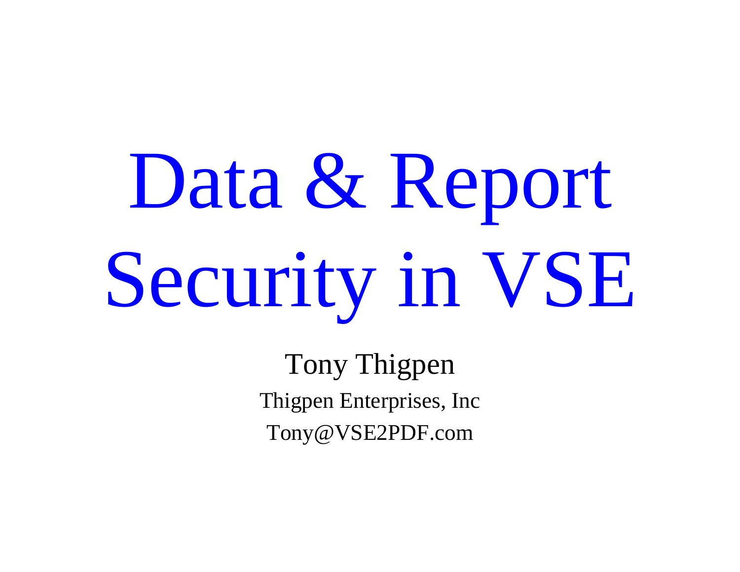# Data & Report Security in VSE

Tony Thigpen

Thigpen Enterprises, Inc

Tony@VSE2PDF.com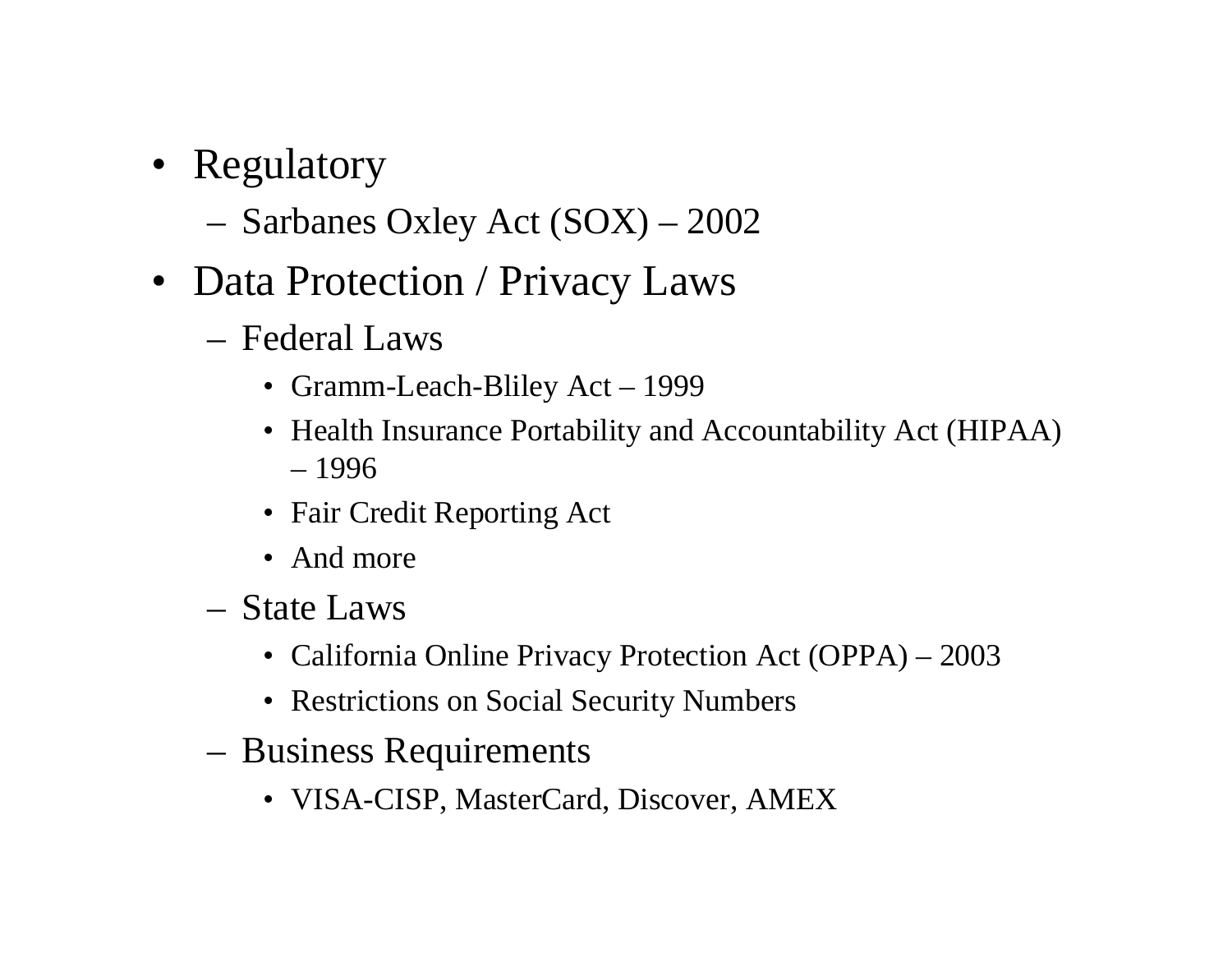- Regulatory
  - Sarbanes Oxley Act (SOX) – 2002
- Data Protection / Privacy Laws
  - Federal Laws
    - Gramm-Leach-Bliley Act – 1999
    - Health Insurance Portability and Accountability Act (HIPAA) – 1996
    - Fair Credit Reporting Act
    - And more
  - State Laws
    - California Online Privacy Protection Act (OPPA) – 2003
    - Restrictions on Social Security Numbers
  - Business Requirements
    - VISA-CISP, MasterCard, Discover, AMEX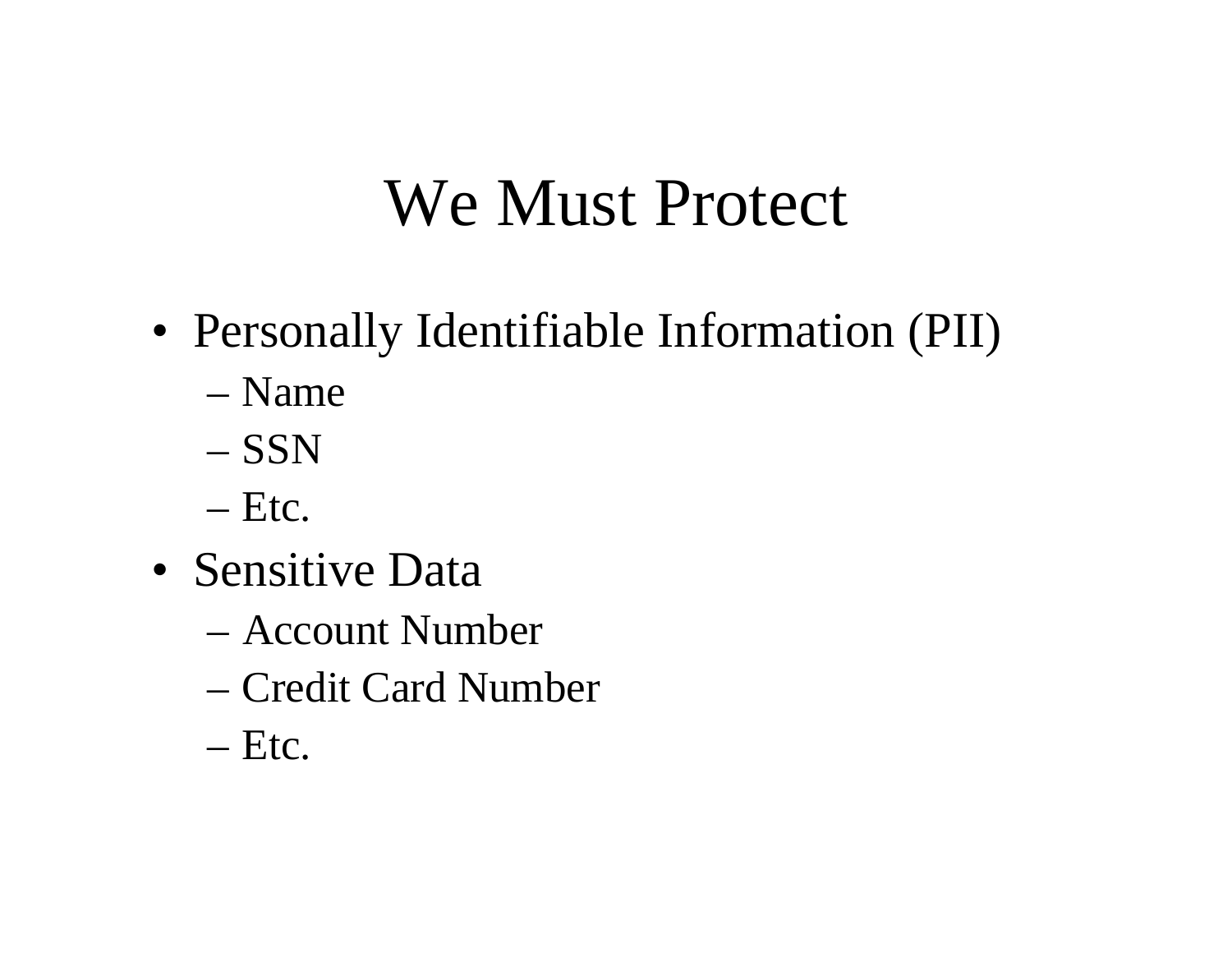# We Must Protect

- Personally Identifiable Information (PII)
  - Name
  - SSN
  - Etc.
- Sensitive Data
  - Account Number
  - Credit Card Number
  - Etc.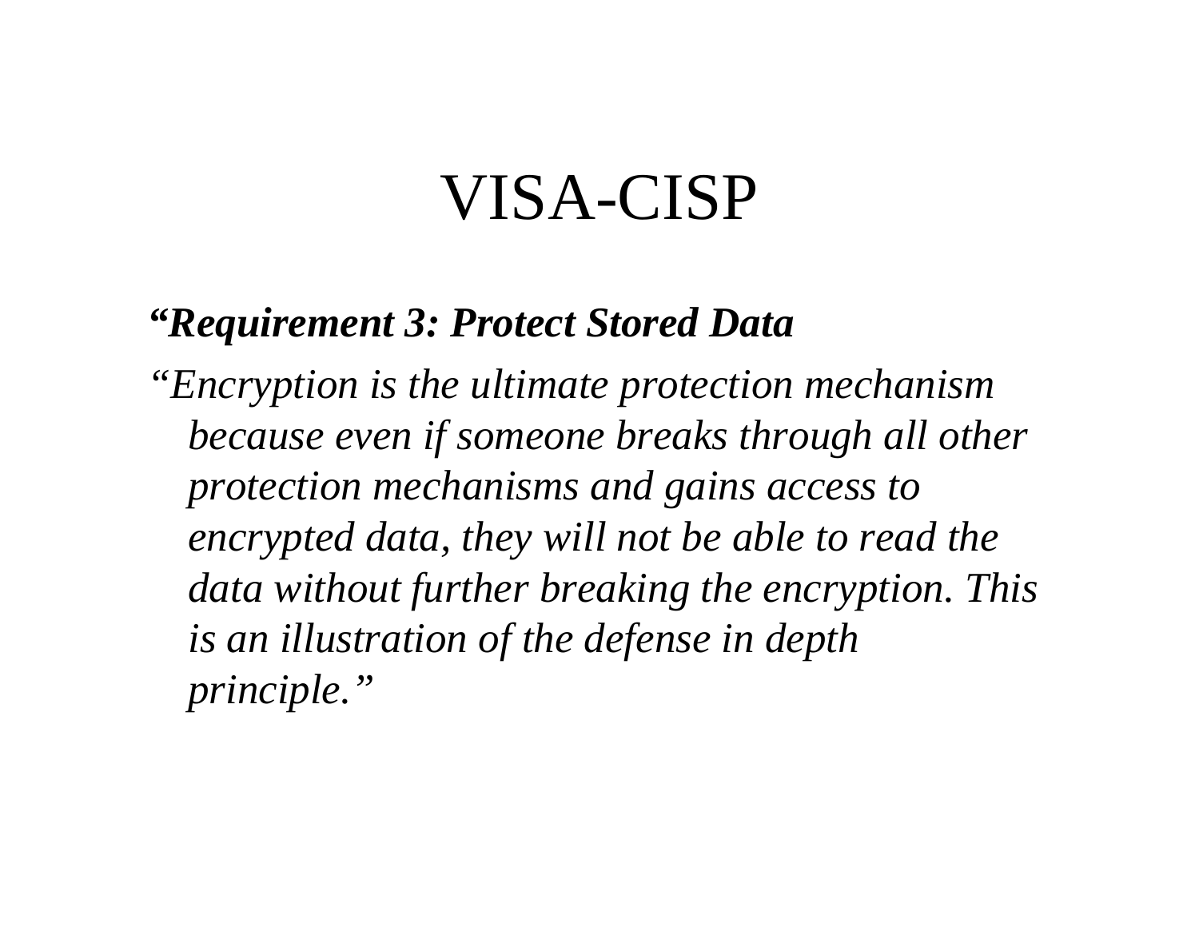# VISA-CISP

***"Requirement 3: Protect Stored Data***

*"Encryption is the ultimate protection mechanism because even if someone breaks through all other protection mechanisms and gains access to encrypted data, they will not be able to read the data without further breaking the encryption. This is an illustration of the defense in depth principle."*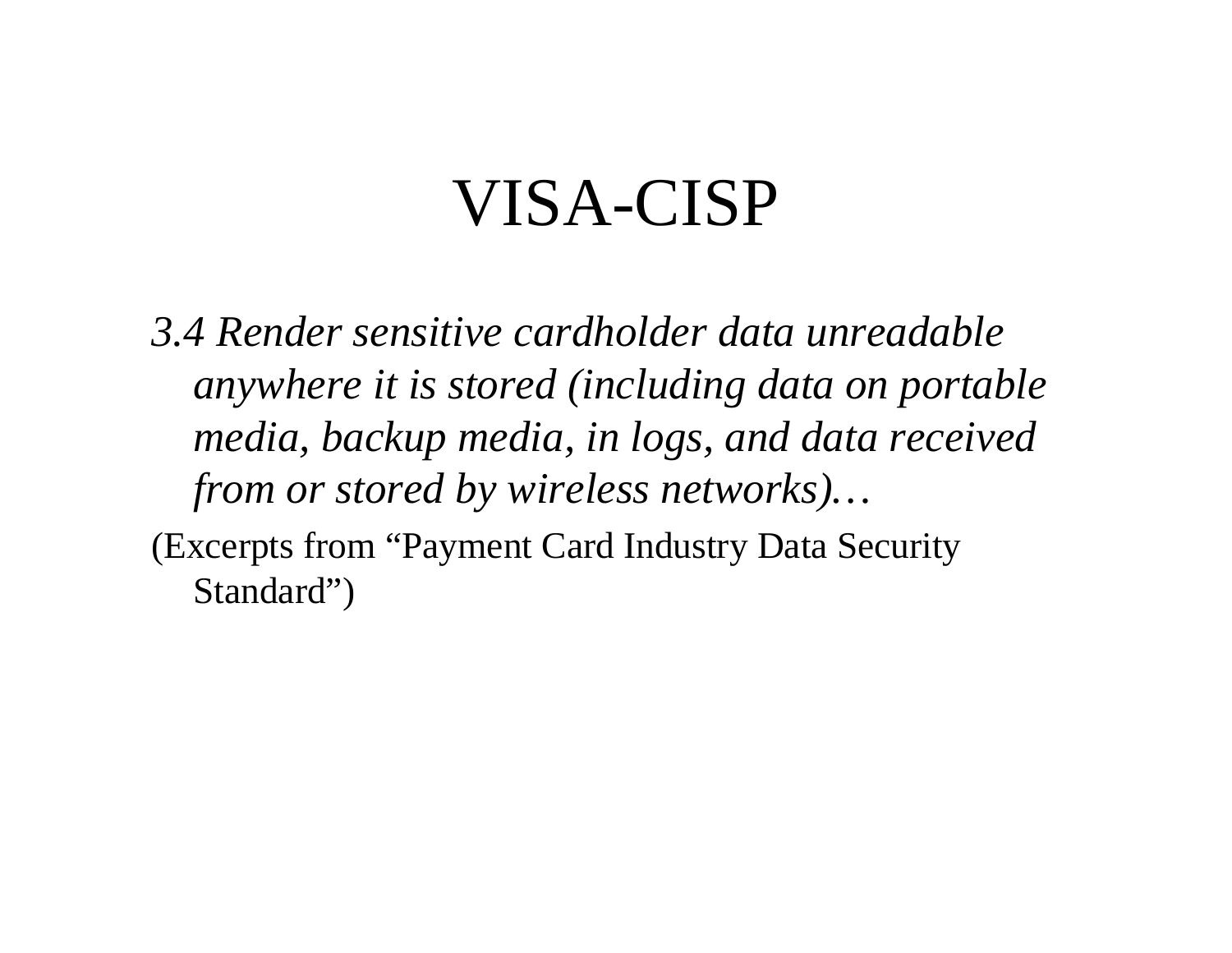# VISA-CISP

*3.4 Render sensitive cardholder data unreadable anywhere it is stored (including data on portable media, backup media, in logs, and data received from or stored by wireless networks)…*

(Excerpts from "Payment Card Industry Data Security Standard")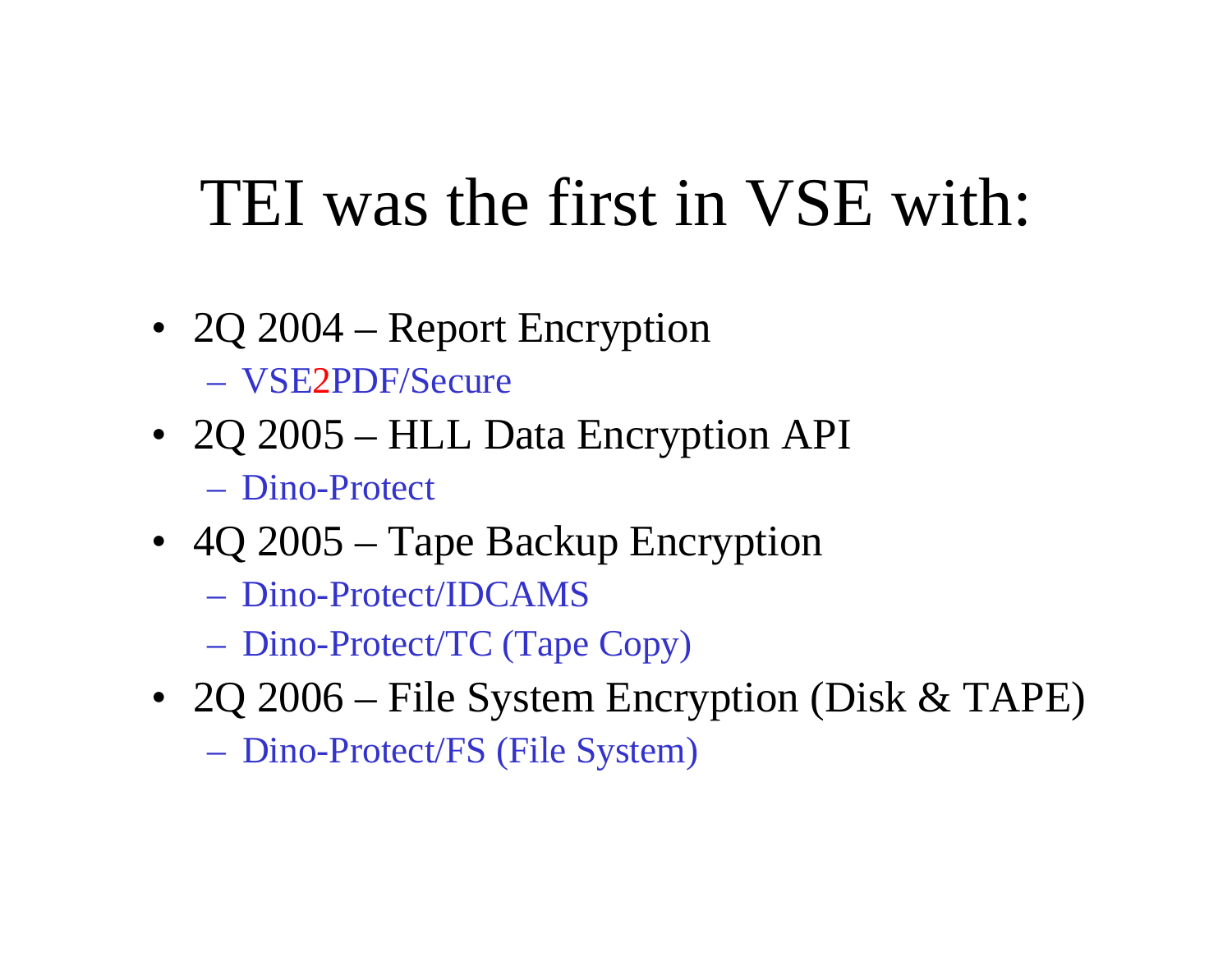# TEI was the first in VSE with:

- 2Q 2004 – Report Encryption
  - VSE2PDF/Secure
- 2Q 2005 – HLL Data Encryption API
  - Dino-Protect
- 4Q 2005 – Tape Backup Encryption
  - Dino-Protect/IDCAMS
  - Dino-Protect/TC (Tape Copy)
- 2Q 2006 – File System Encryption (Disk & TAPE)
  - Dino-Protect/FS (File System)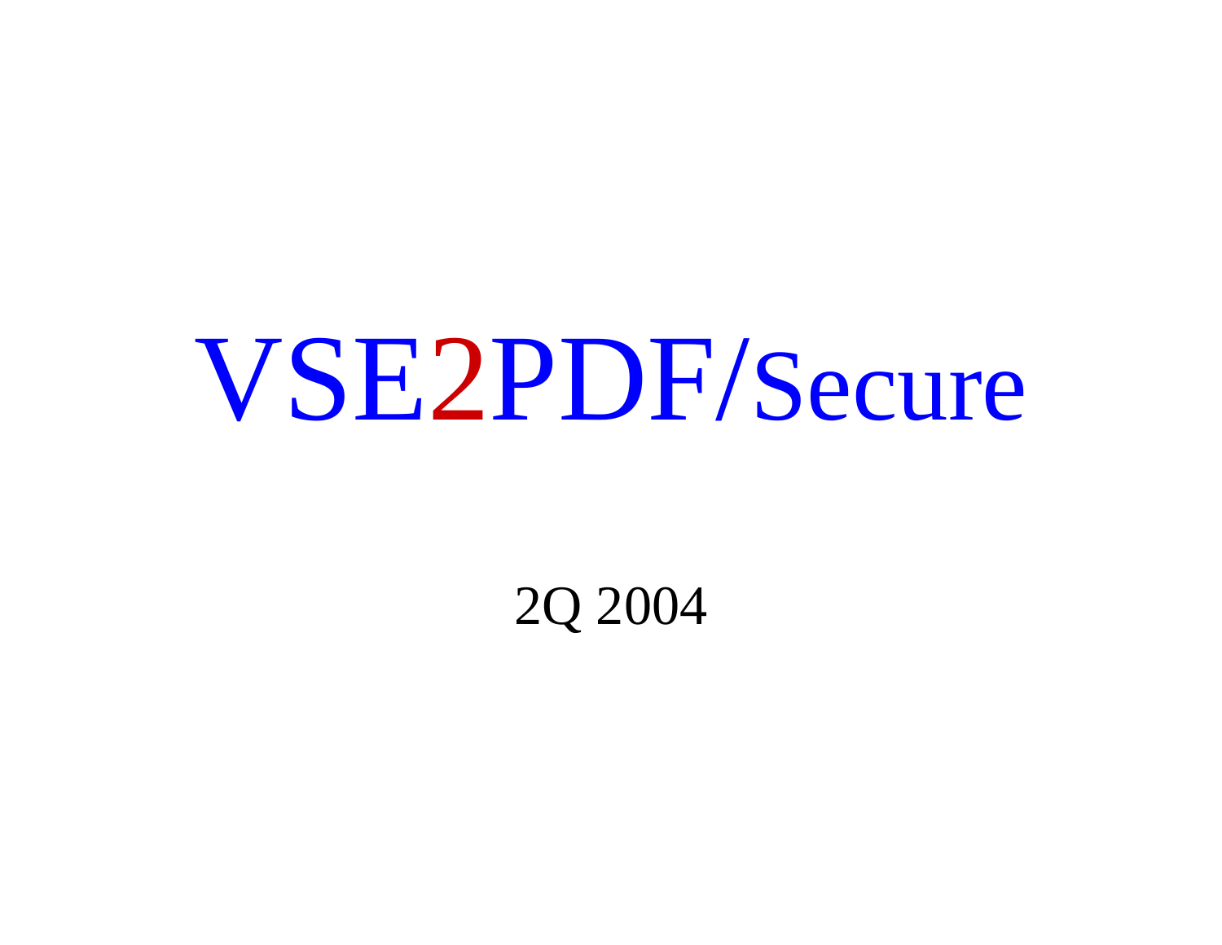# VSE2PDF/Secure

2Q 2004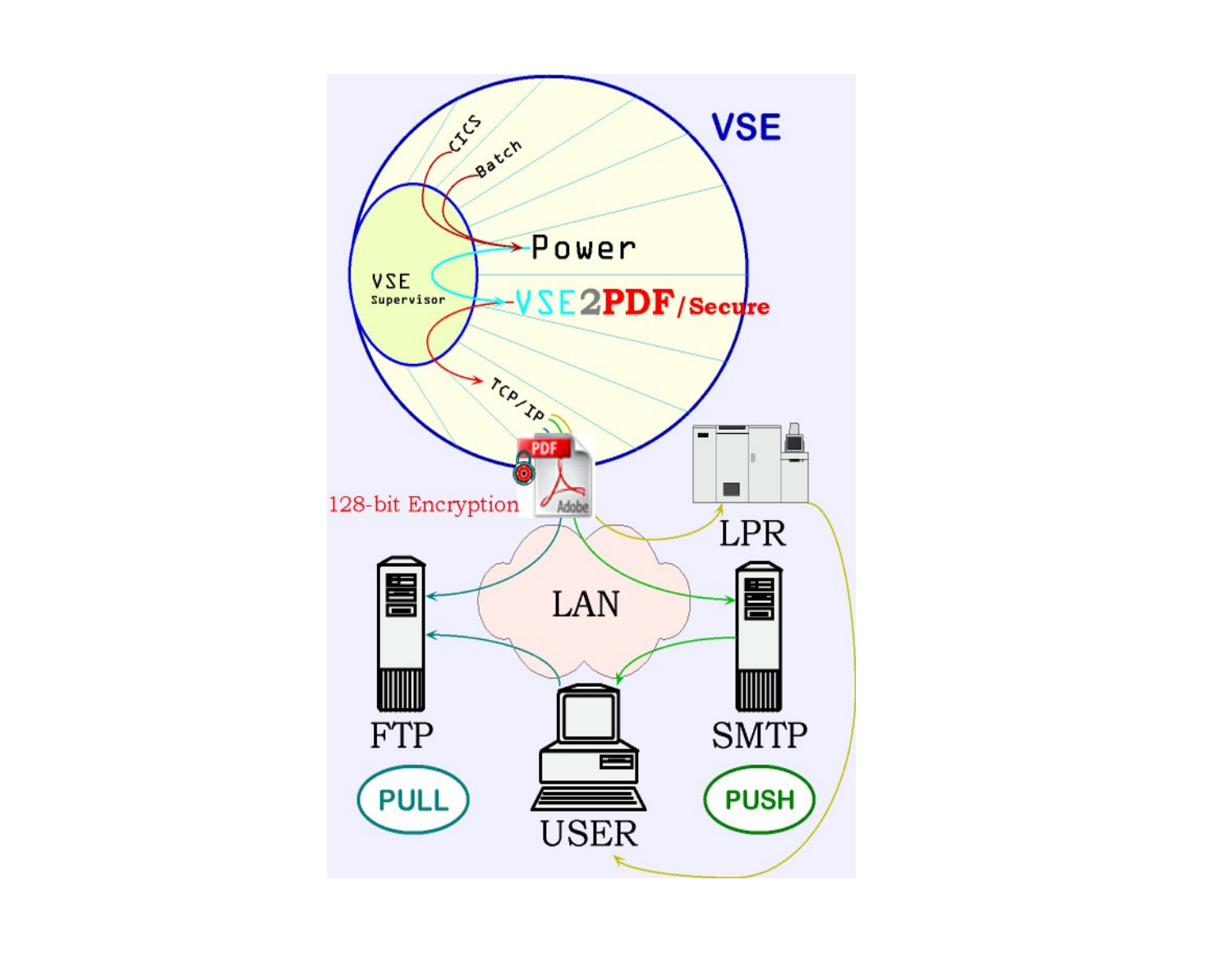VSE

CICS

Batch

VSE Supervisor

Power

VSE2PDF/Secure

TCP/IP

128-bit Encryption

PDF

Adobe

LPR

LAN

FTP

SMTP

USER

PULL

PUSH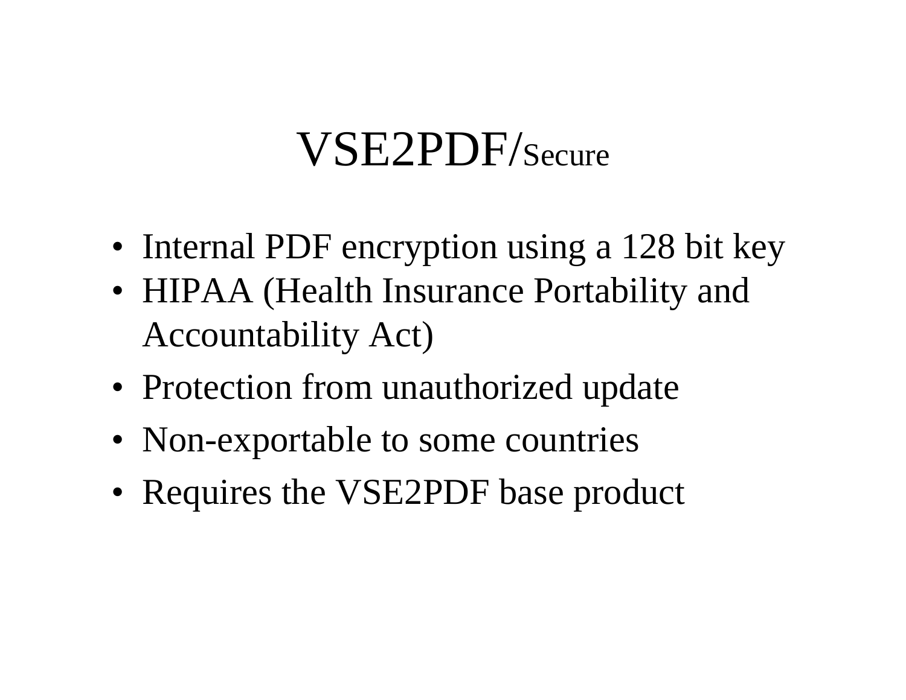# VSE2PDF/Secure

- Internal PDF encryption using a 128 bit key
- HIPAA (Health Insurance Portability and Accountability Act)
- Protection from unauthorized update
- Non-exportable to some countries
- Requires the VSE2PDF base product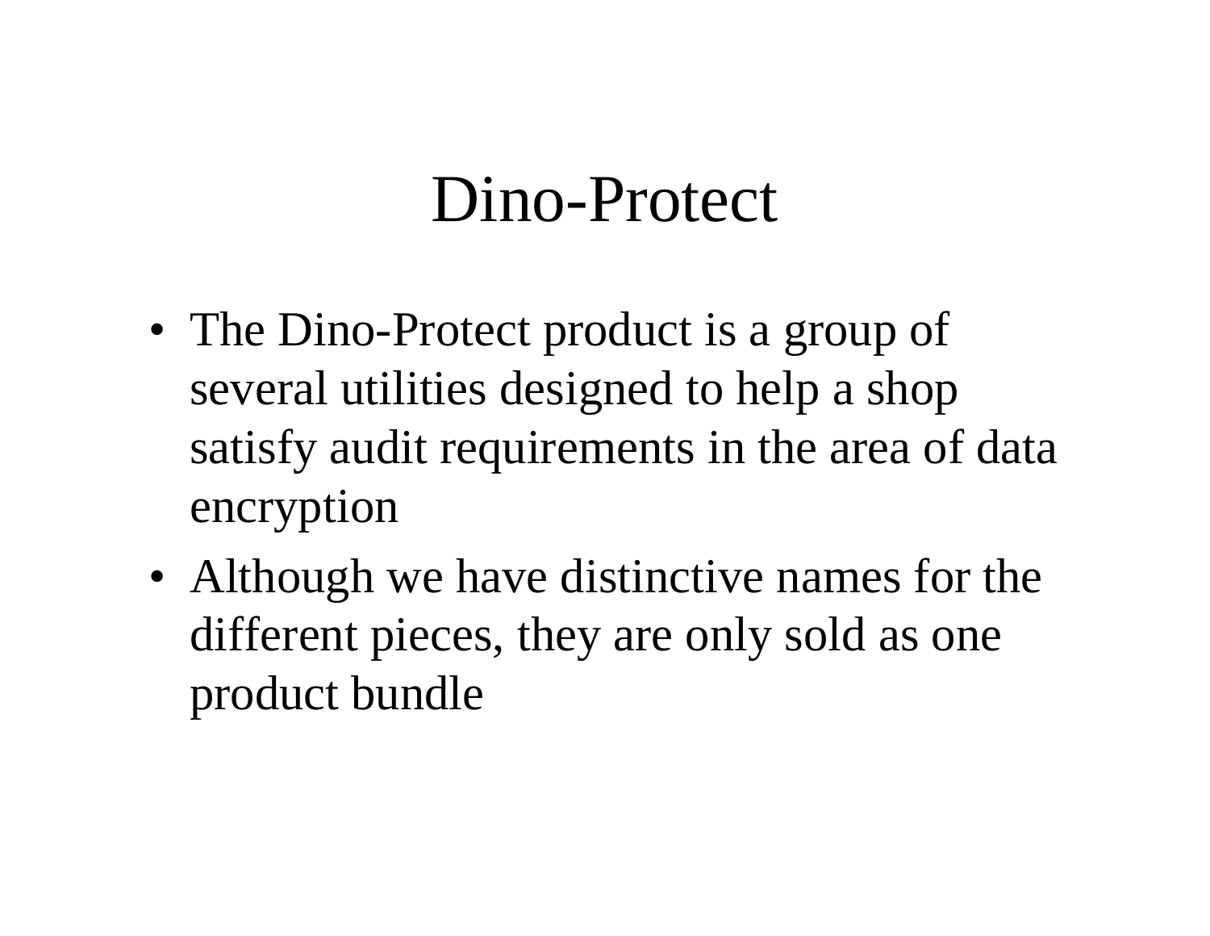# Dino-Protect

- The Dino-Protect product is a group of several utilities designed to help a shop satisfy audit requirements in the area of data encryption
- Although we have distinctive names for the different pieces, they are only sold as one product bundle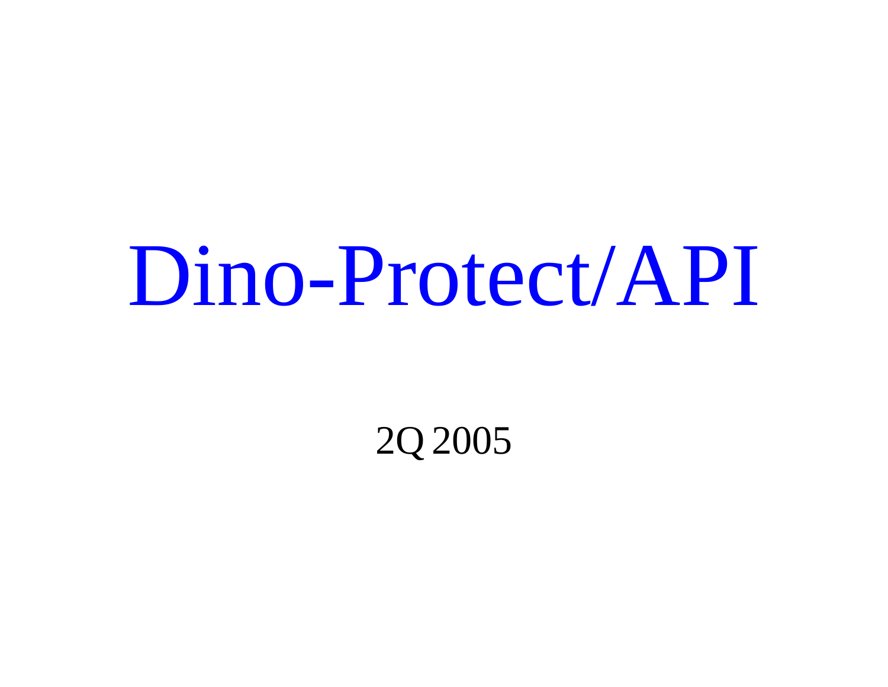# Dino-Protect/API

2Q 2005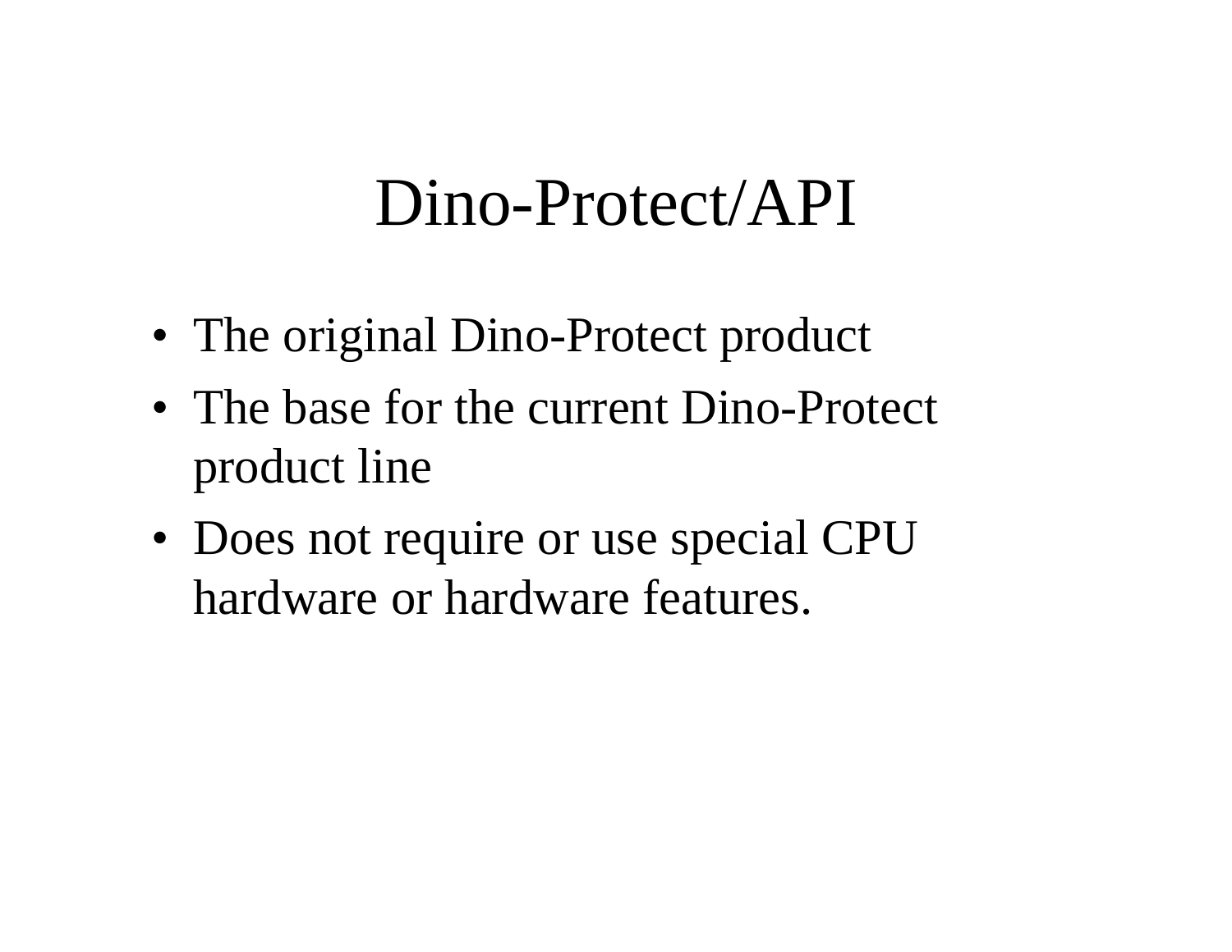# Dino-Protect/API

- The original Dino-Protect product
- The base for the current Dino-Protect product line
- Does not require or use special CPU hardware or hardware features.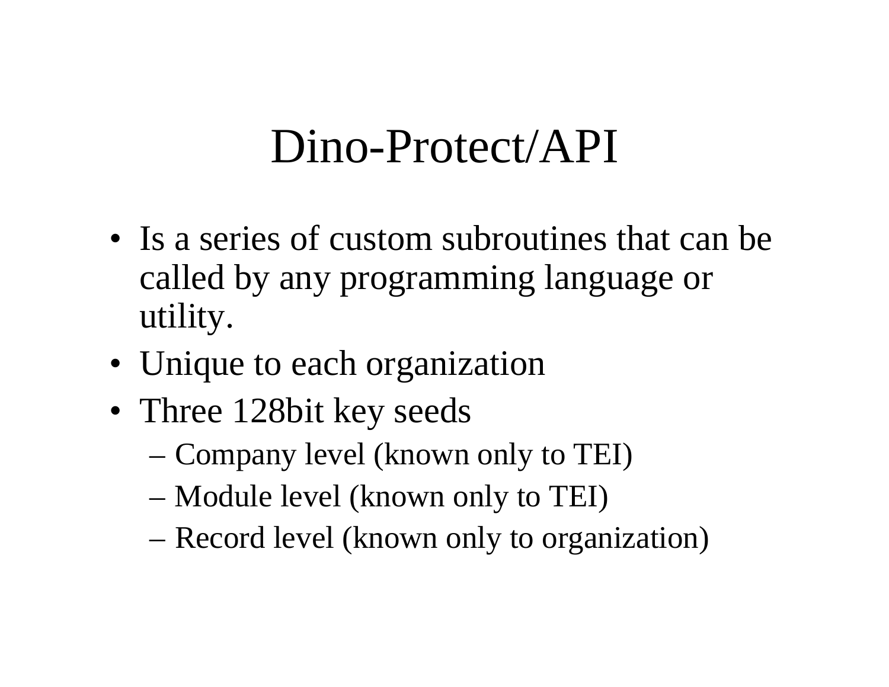# Dino-Protect/API

- Is a series of custom subroutines that can be called by any programming language or utility.
- Unique to each organization
- Three 128bit key seeds
  - Company level (known only to TEI)
  - Module level (known only to TEI)
  - Record level (known only to organization)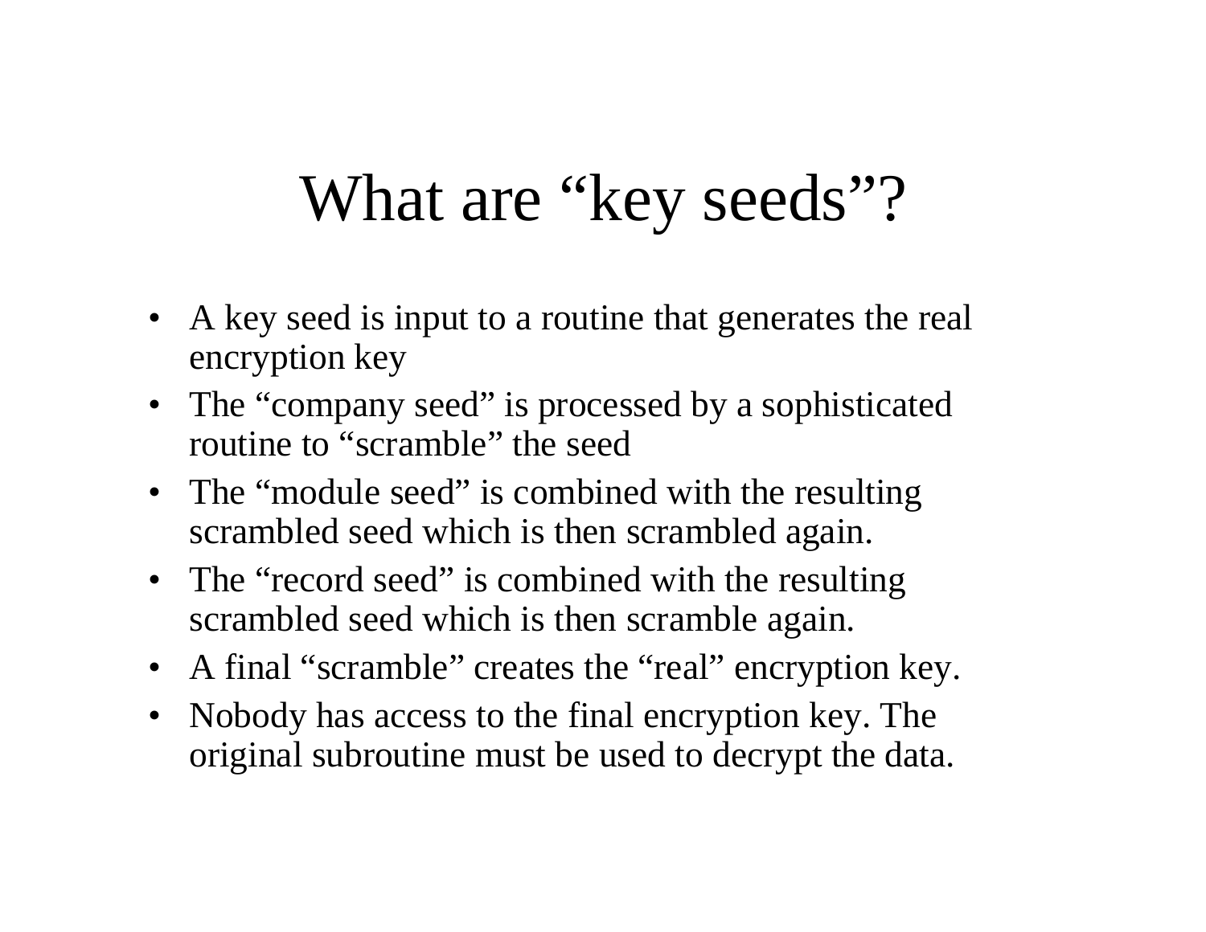# What are "key seeds"?

- A key seed is input to a routine that generates the real encryption key
- The "company seed" is processed by a sophisticated routine to "scramble" the seed
- The "module seed" is combined with the resulting scrambled seed which is then scrambled again.
- The "record seed" is combined with the resulting scrambled seed which is then scramble again.
- A final "scramble" creates the "real" encryption key.
- Nobody has access to the final encryption key. The original subroutine must be used to decrypt the data.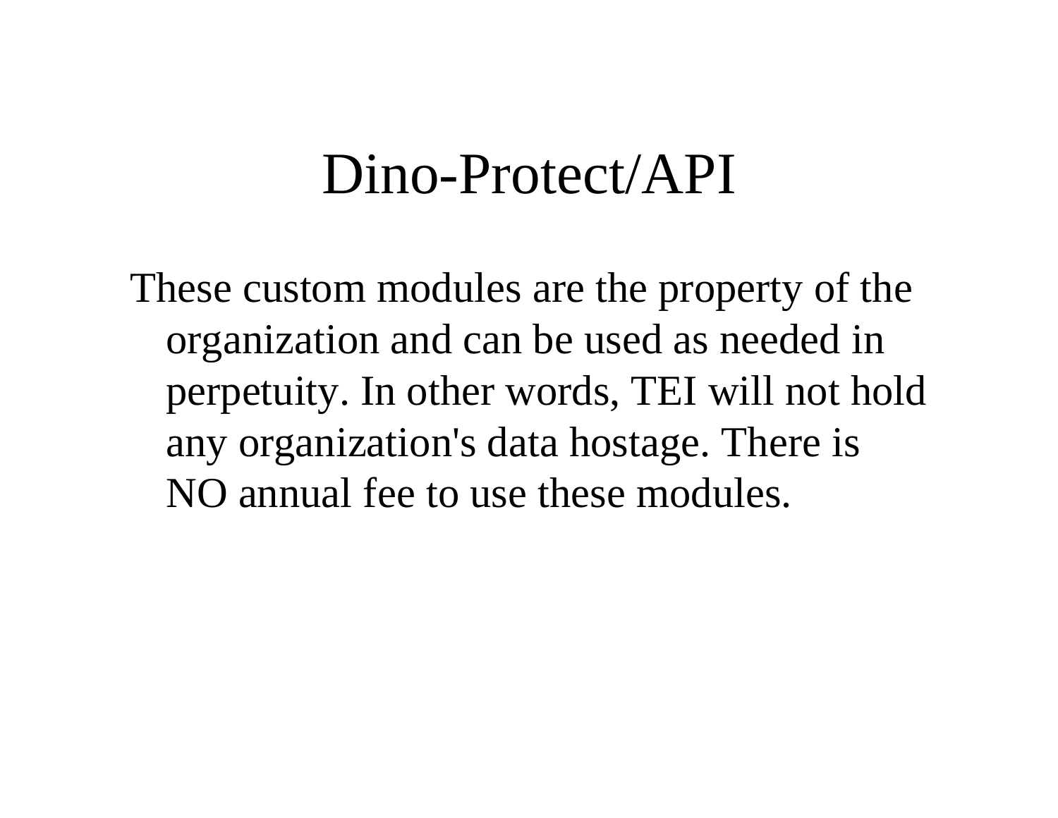# Dino-Protect/API

These custom modules are the property of the organization and can be used as needed in perpetuity. In other words, TEI will not hold any organization's data hostage. There is NO annual fee to use these modules.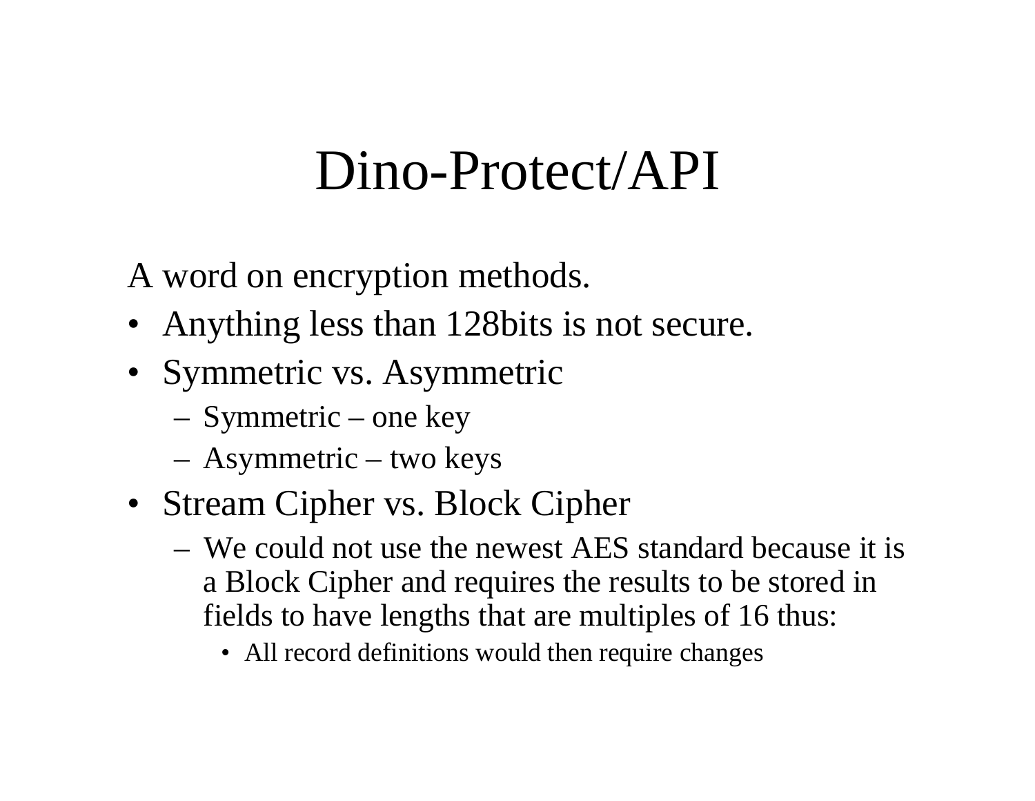# Dino-Protect/API

A word on encryption methods.

- Anything less than 128bits is not secure.
- Symmetric vs. Asymmetric
  - Symmetric – one key
  - Asymmetric – two keys
- Stream Cipher vs. Block Cipher
  - We could not use the newest AES standard because it is a Block Cipher and requires the results to be stored in fields to have lengths that are multiples of 16 thus:
    - All record definitions would then require changes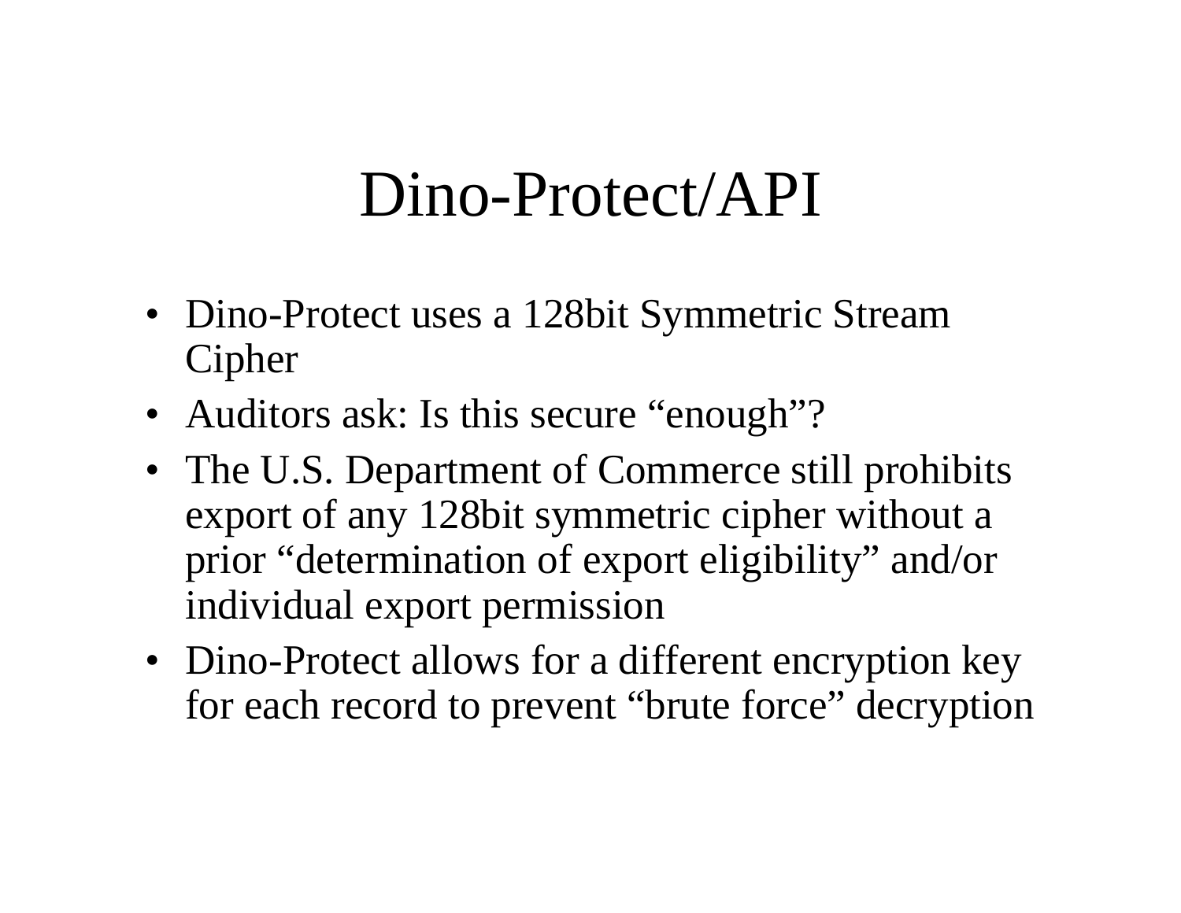# Dino-Protect/API

- Dino-Protect uses a 128bit Symmetric Stream Cipher
- Auditors ask: Is this secure “enough”?
- The U.S. Department of Commerce still prohibits export of any 128bit symmetric cipher without a prior “determination of export eligibility” and/or individual export permission
- Dino-Protect allows for a different encryption key for each record to prevent “brute force” decryption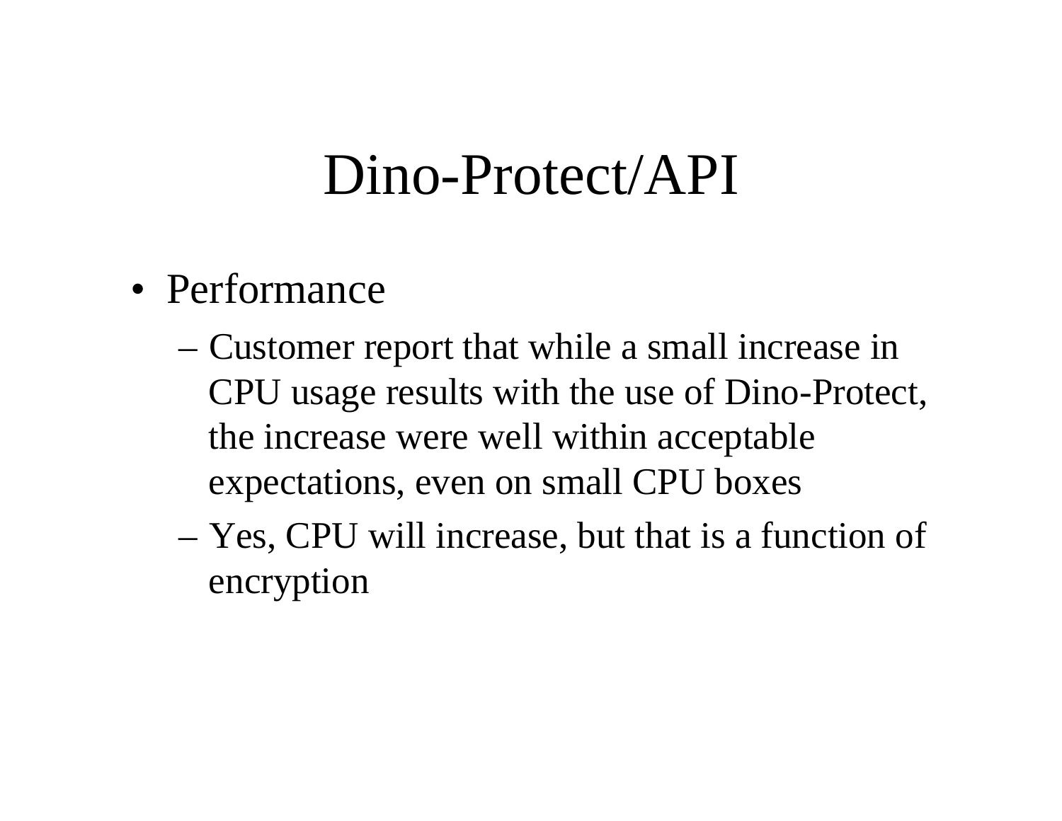# Dino-Protect/API

- Performance
  - Customer report that while a small increase in CPU usage results with the use of Dino-Protect, the increase were well within acceptable expectations, even on small CPU boxes
  - Yes, CPU will increase, but that is a function of encryption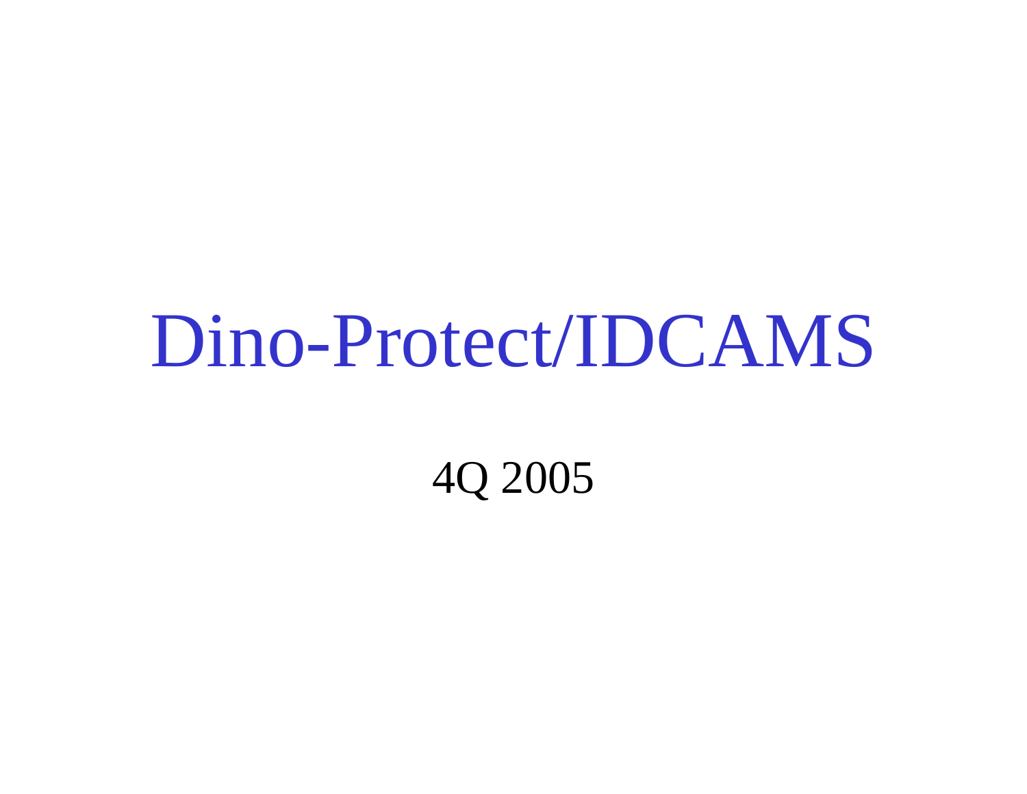# Dino-Protect/IDCAMS

4Q 2005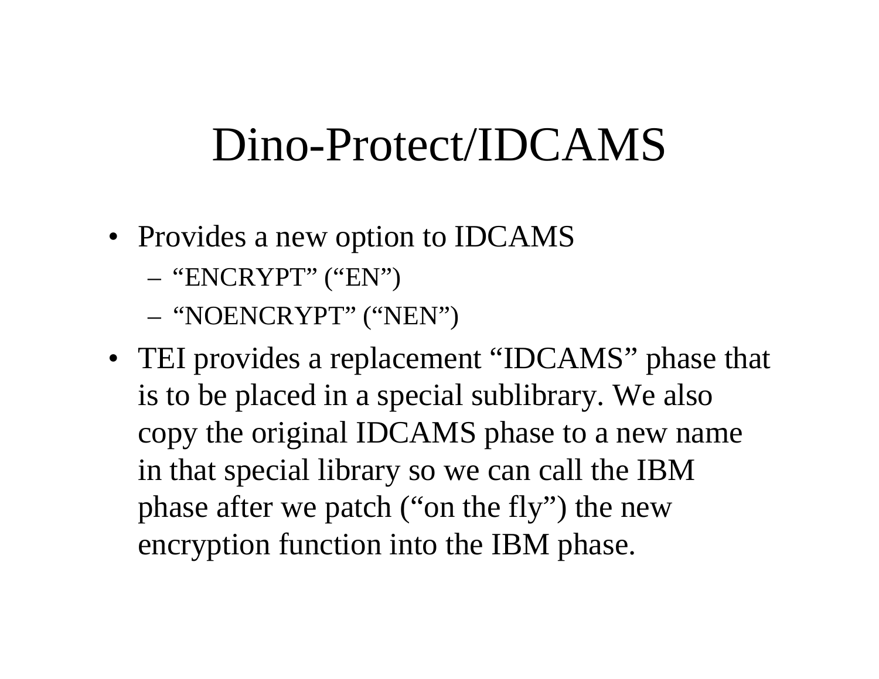# Dino-Protect/IDCAMS

- Provides a new option to IDCAMS
  - “ENCRYPT” (“EN”)
  - “NOENCRYPT” (“NEN”)
- TEI provides a replacement “IDCAMS” phase that is to be placed in a special sublibrary. We also copy the original IDCAMS phase to a new name in that special library so we can call the IBM phase after we patch (“on the fly”) the new encryption function into the IBM phase.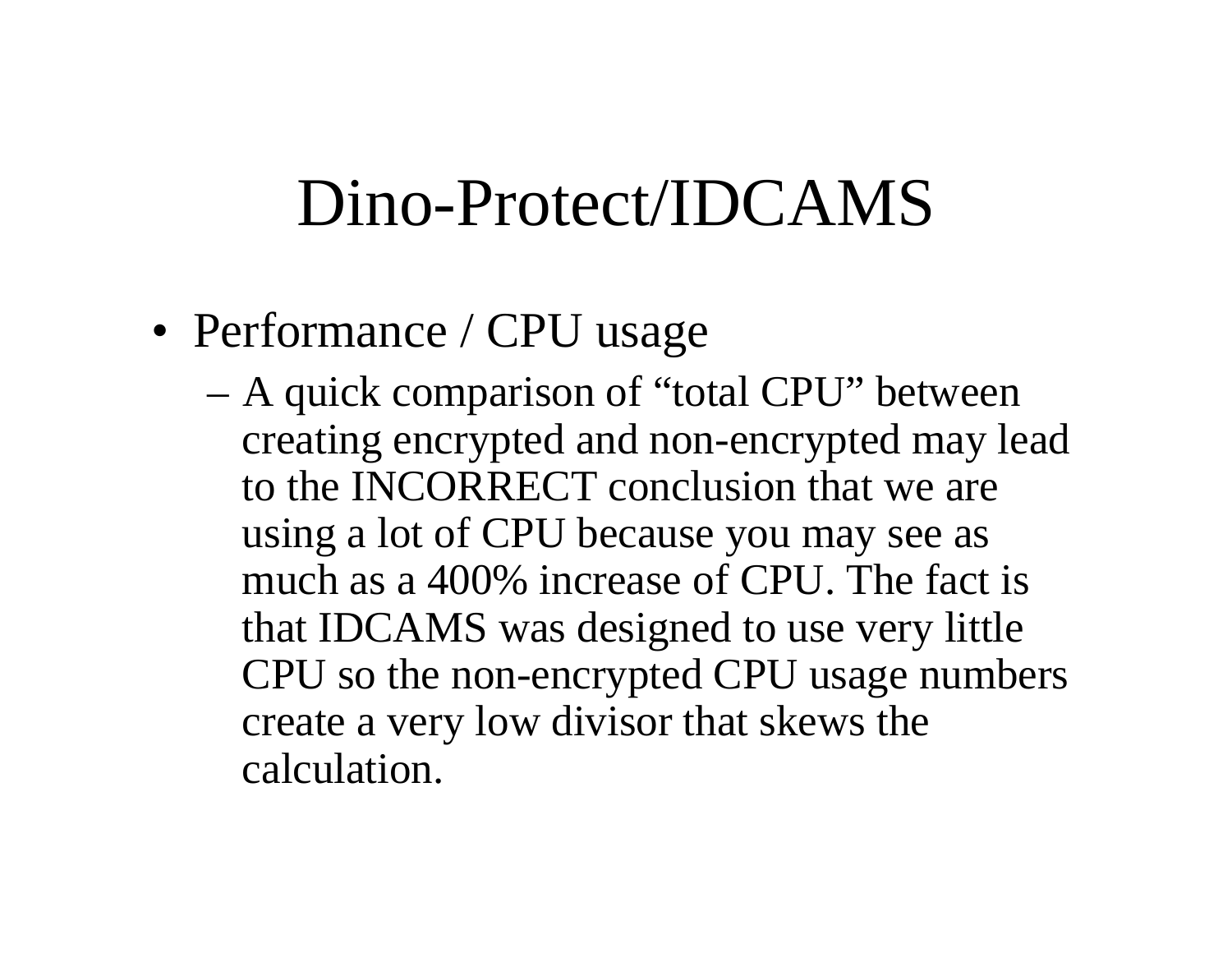# Dino-Protect/IDCAMS

- Performance / CPU usage
  - A quick comparison of “total CPU” between creating encrypted and non-encrypted may lead to the INCORRECT conclusion that we are using a lot of CPU because you may see as much as a 400% increase of CPU. The fact is that IDCAMS was designed to use very little CPU so the non-encrypted CPU usage numbers create a very low divisor that skews the calculation.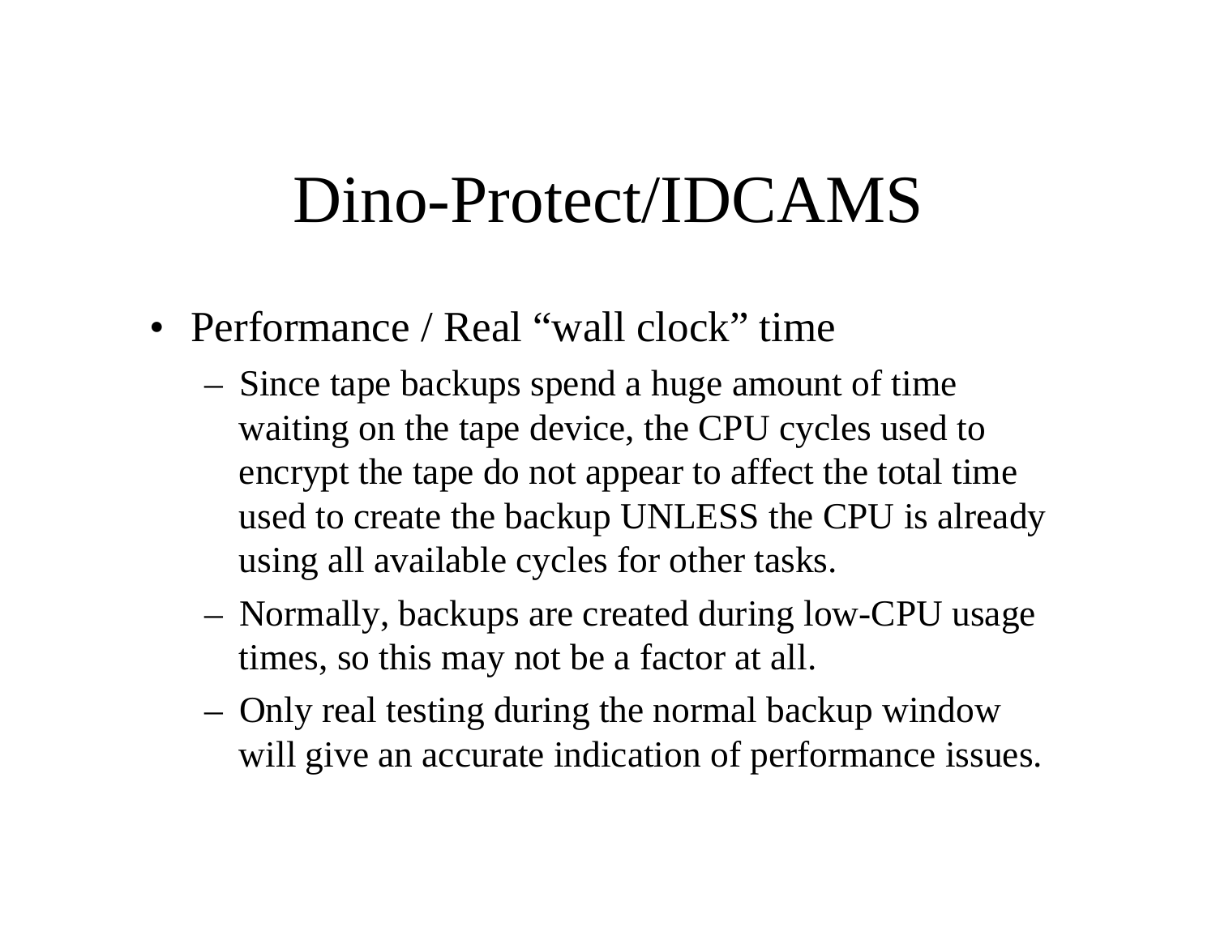# Dino-Protect/IDCAMS

- Performance / Real “wall clock” time
  - Since tape backups spend a huge amount of time waiting on the tape device, the CPU cycles used to encrypt the tape do not appear to affect the total time used to create the backup UNLESS the CPU is already using all available cycles for other tasks.
  - Normally, backups are created during low-CPU usage times, so this may not be a factor at all.
  - Only real testing during the normal backup window will give an accurate indication of performance issues.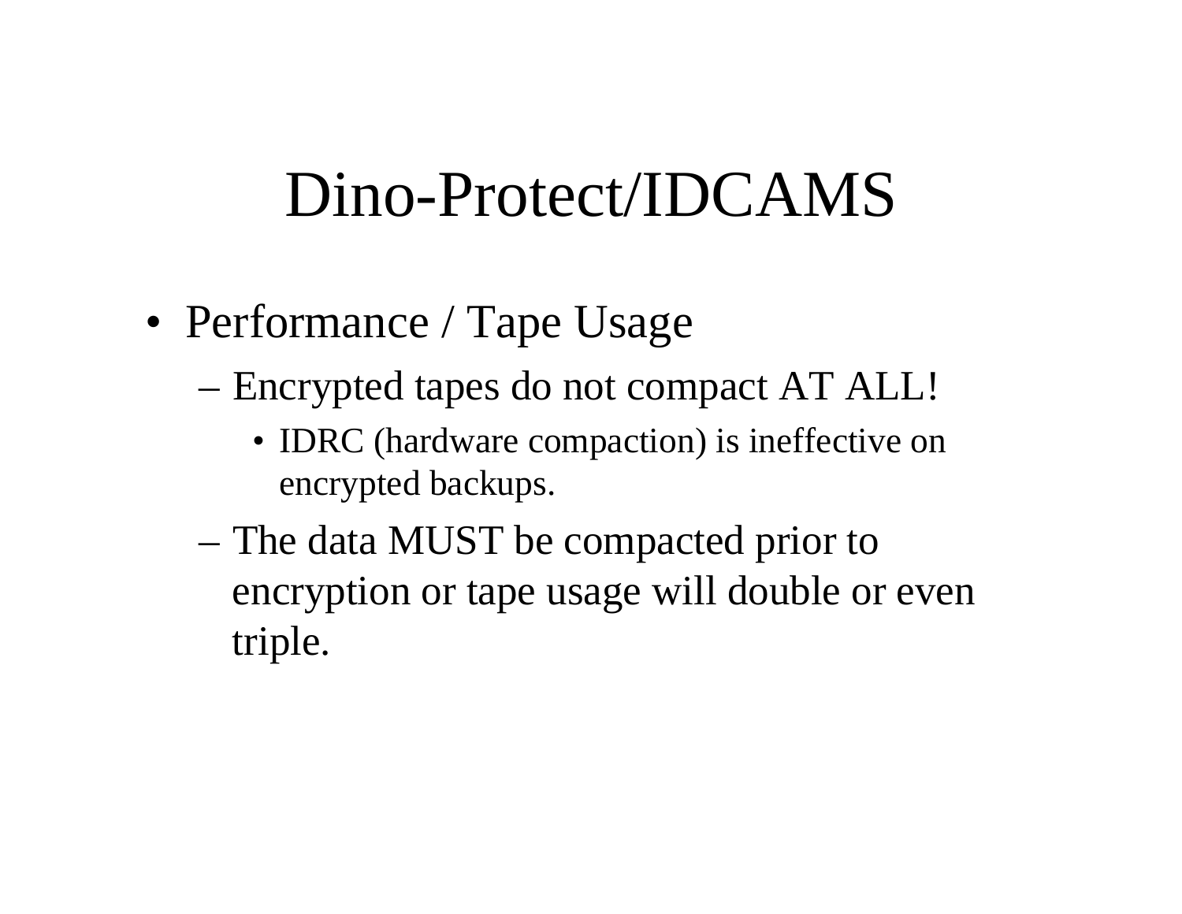# Dino-Protect/IDCAMS

- Performance / Tape Usage
  - Encrypted tapes do not compact AT ALL!
    - IDRC (hardware compaction) is ineffective on encrypted backups.
  - The data MUST be compacted prior to encryption or tape usage will double or even triple.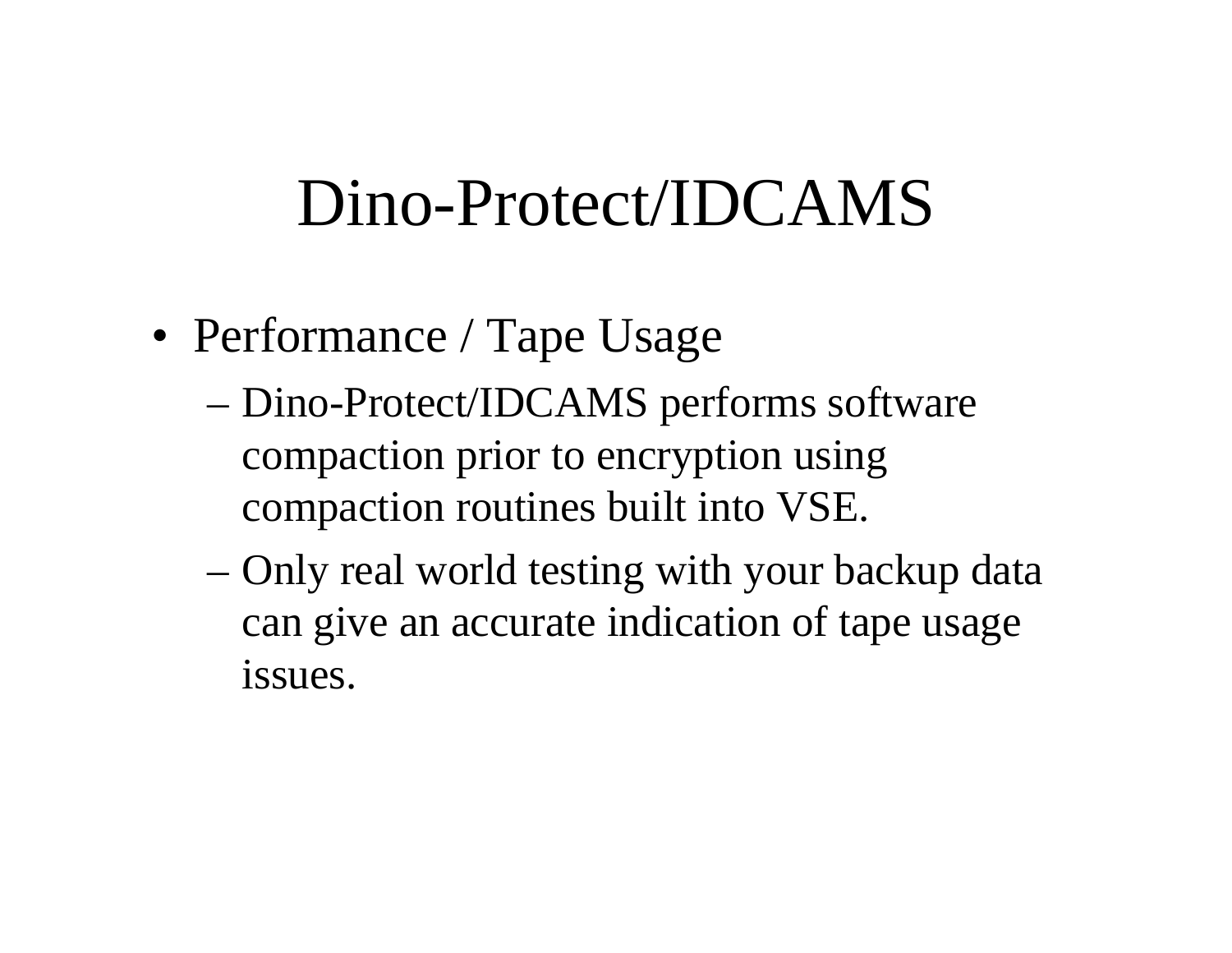# Dino-Protect/IDCAMS

- Performance / Tape Usage
  - Dino-Protect/IDCAMS performs software compaction prior to encryption using compaction routines built into VSE.
  - Only real world testing with your backup data can give an accurate indication of tape usage issues.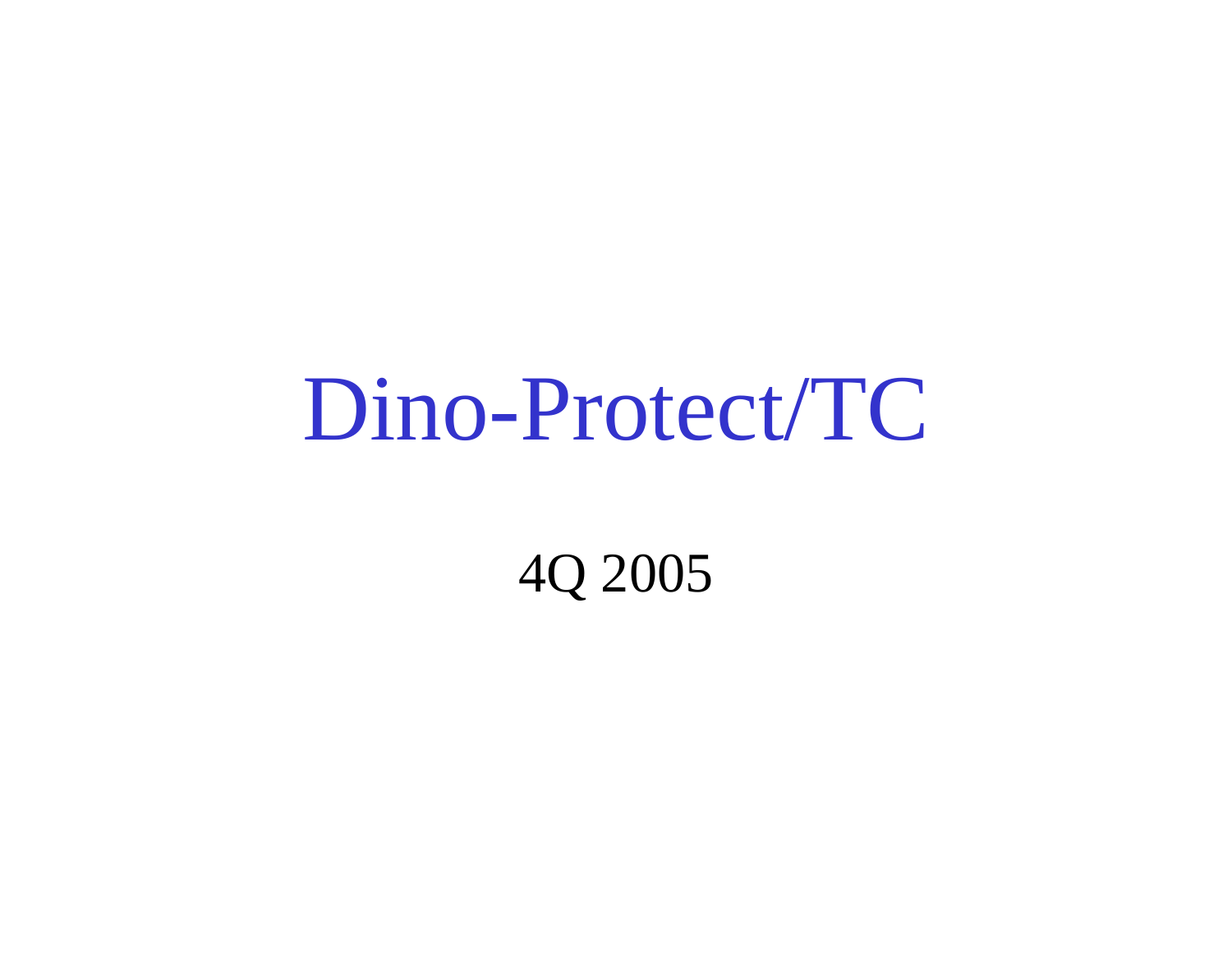# Dino-Protect/TC

4Q 2005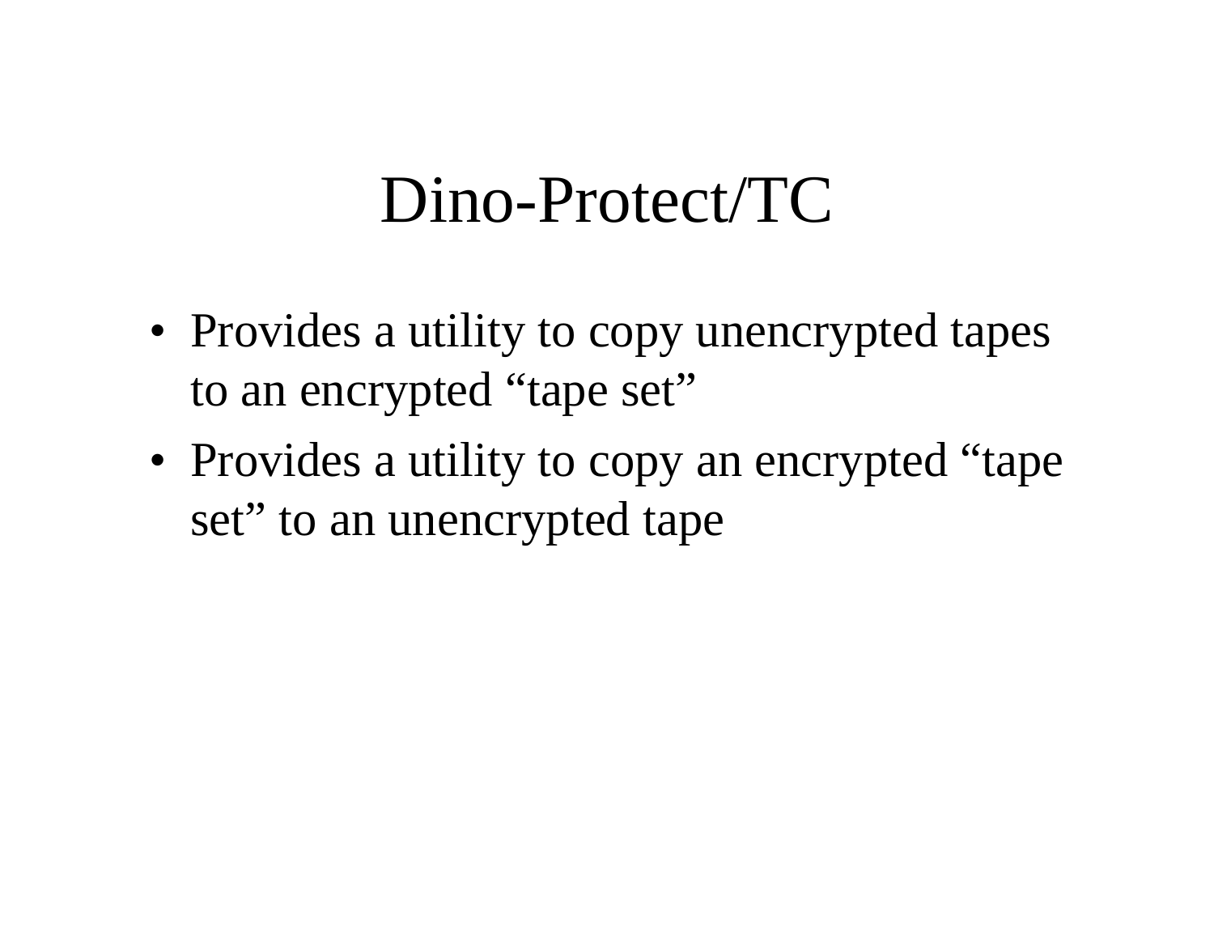# Dino-Protect/TC

- Provides a utility to copy unencrypted tapes to an encrypted “tape set”
- Provides a utility to copy an encrypted “tape set” to an unencrypted tape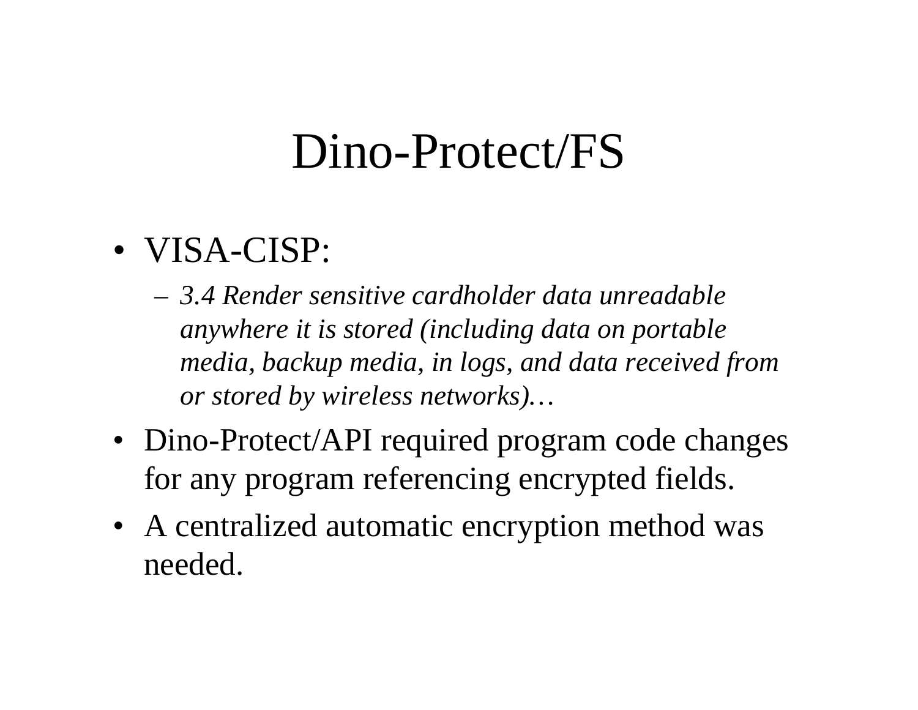# Dino-Protect/FS

- VISA-CISP:
  - *3.4 Render sensitive cardholder data unreadable anywhere it is stored (including data on portable media, backup media, in logs, and data received from or stored by wireless networks)…*
- Dino-Protect/API required program code changes for any program referencing encrypted fields.
- A centralized automatic encryption method was needed.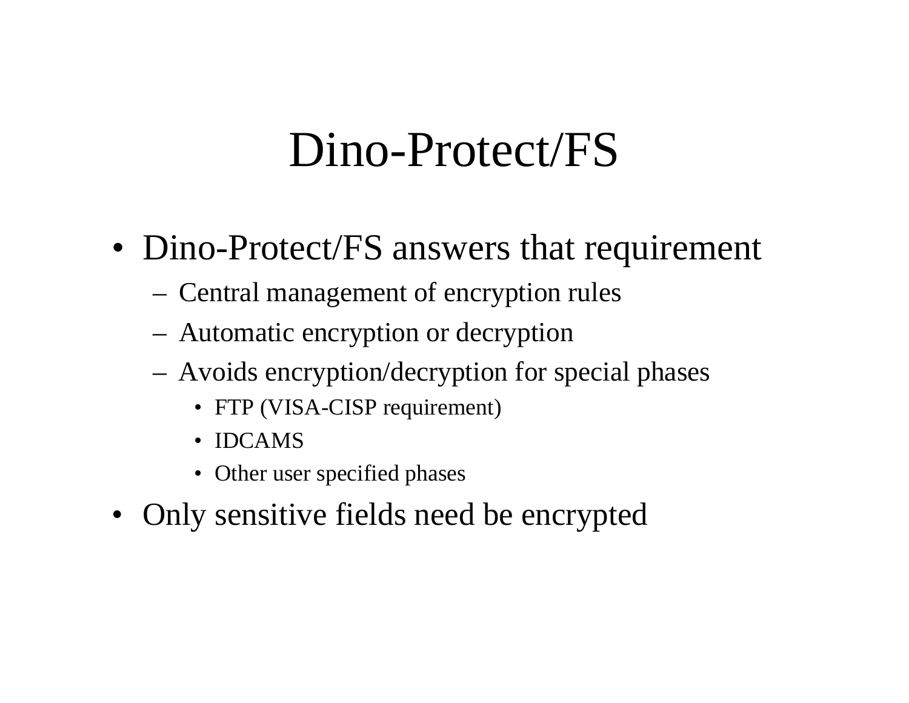# Dino-Protect/FS

- Dino-Protect/FS answers that requirement
  - Central management of encryption rules
  - Automatic encryption or decryption
  - Avoids encryption/decryption for special phases
    - FTP (VISA-CISP requirement)
    - IDCAMS
    - Other user specified phases
- Only sensitive fields need be encrypted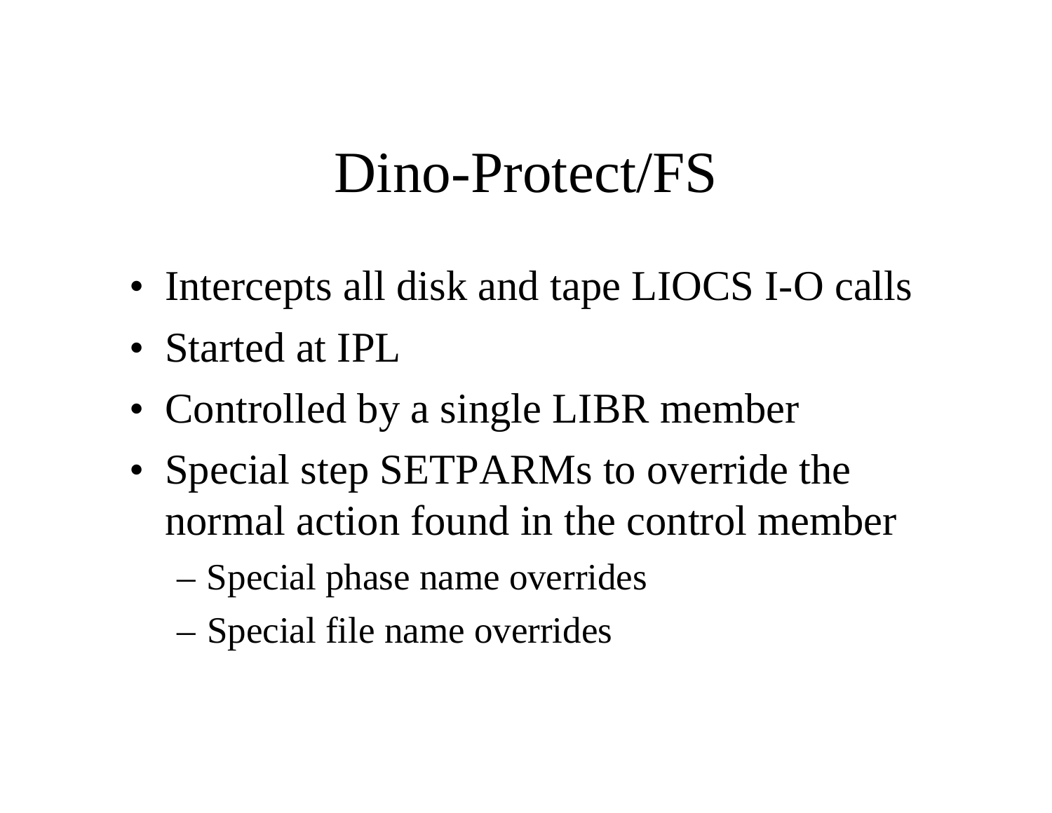# Dino-Protect/FS

- Intercepts all disk and tape LIOCS I-O calls
- Started at IPL
- Controlled by a single LIBR member
- Special step SETPARMs to override the normal action found in the control member
  - Special phase name overrides
  - Special file name overrides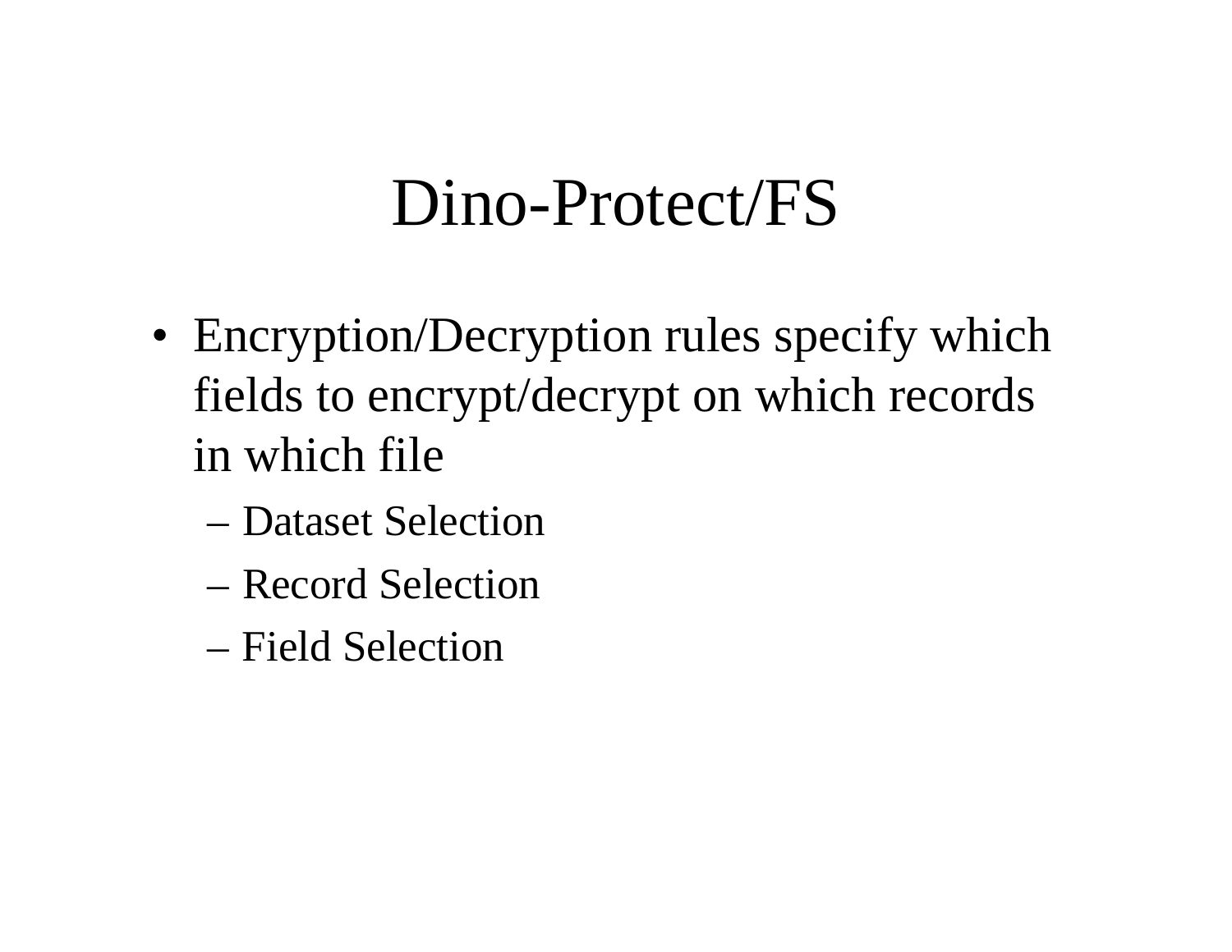# Dino-Protect/FS

- Encryption/Decryption rules specify which fields to encrypt/decrypt on which records in which file
  - Dataset Selection
  - Record Selection
  - Field Selection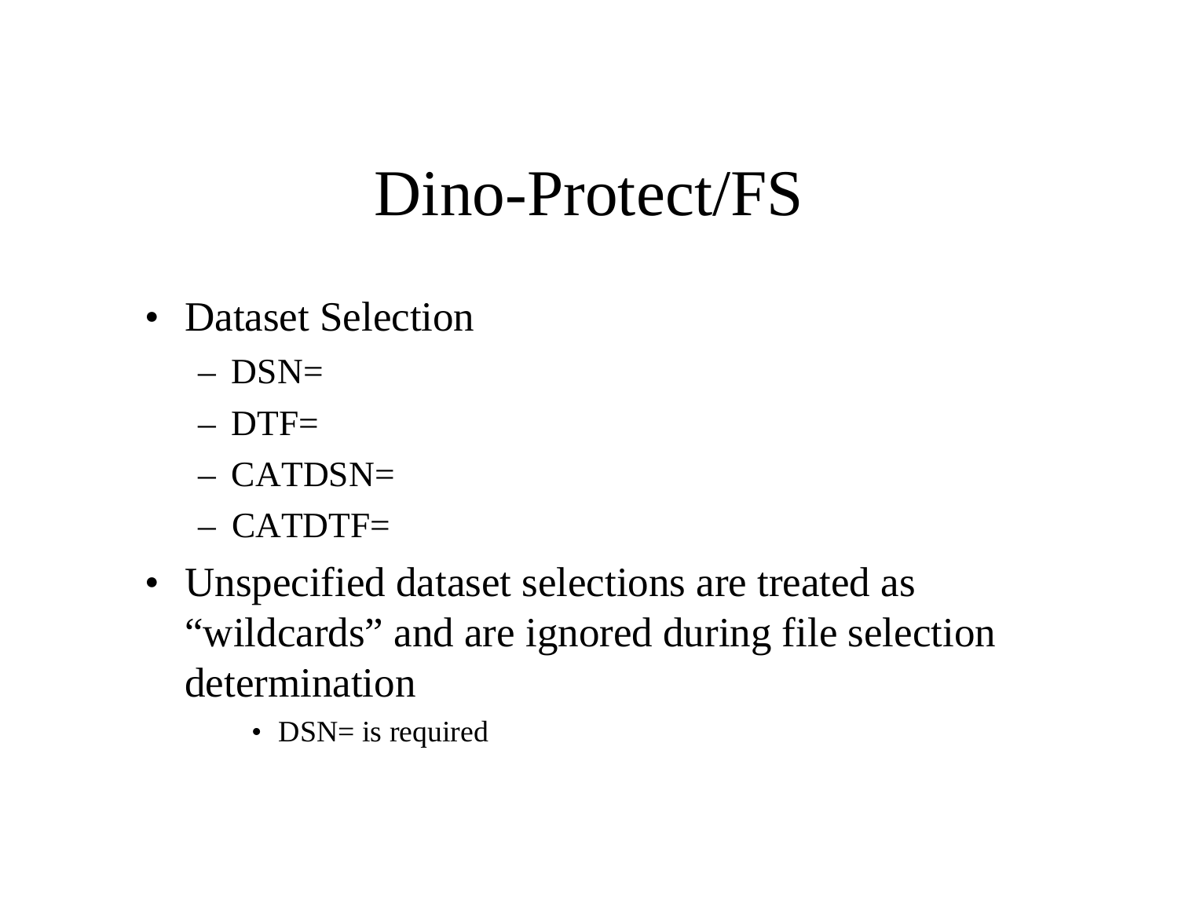# Dino-Protect/FS

- Dataset Selection
  - DSN=
  - DTF=
  - CATDSN=
  - CATDTF=
- Unspecified dataset selections are treated as "wildcards" and are ignored during file selection determination
    - DSN= is required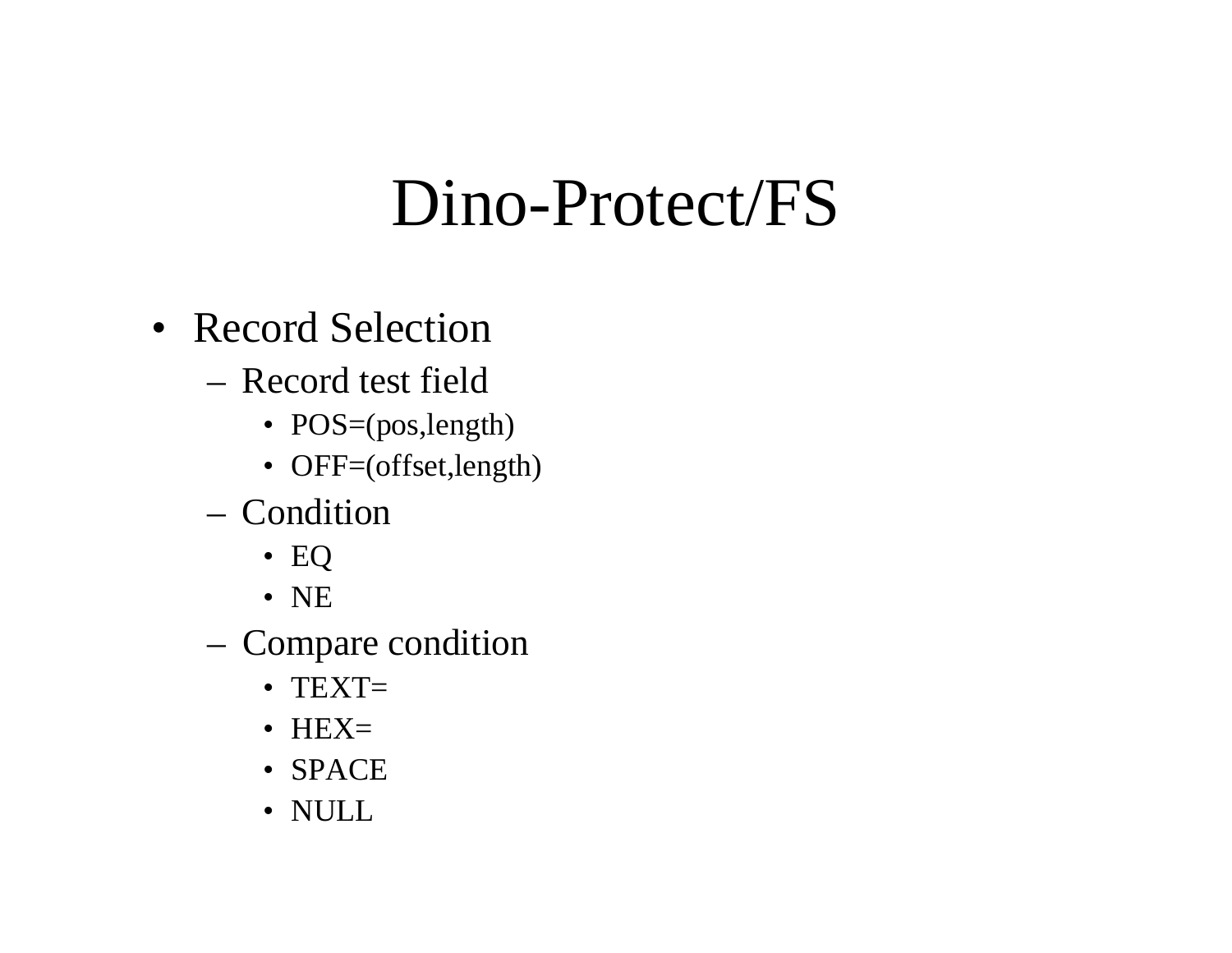# Dino-Protect/FS

- Record Selection
  - Record test field
    - POS=(pos,length)
    - OFF=(offset,length)
  - Condition
    - EQ
    - NE
  - Compare condition
    - TEXT=
    - HEX=
    - SPACE
    - NULL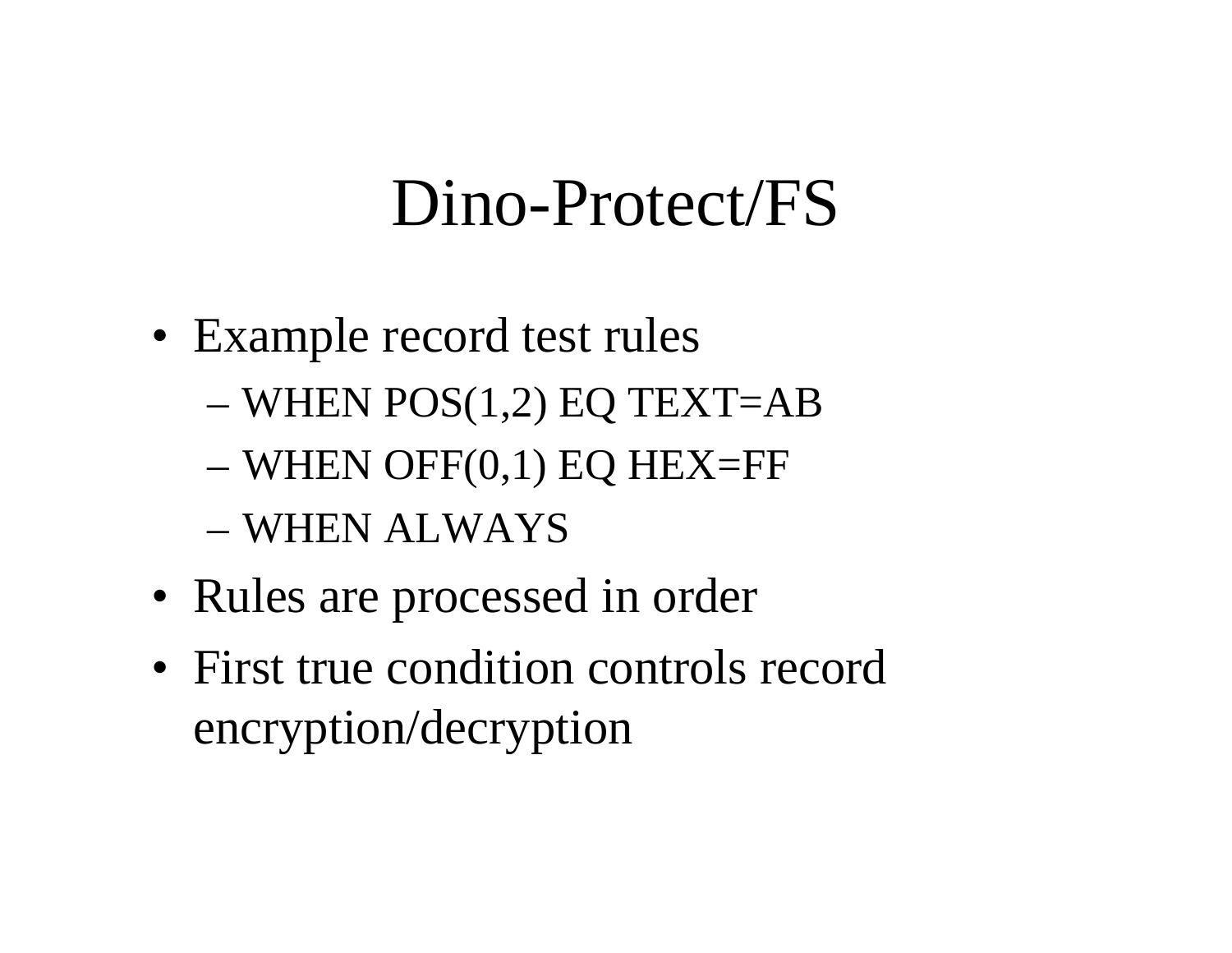# Dino-Protect/FS

- Example record test rules
  - WHEN POS(1,2) EQ TEXT=AB
  - WHEN OFF(0,1) EQ HEX=FF
  - WHEN ALWAYS
- Rules are processed in order
- First true condition controls record encryption/decryption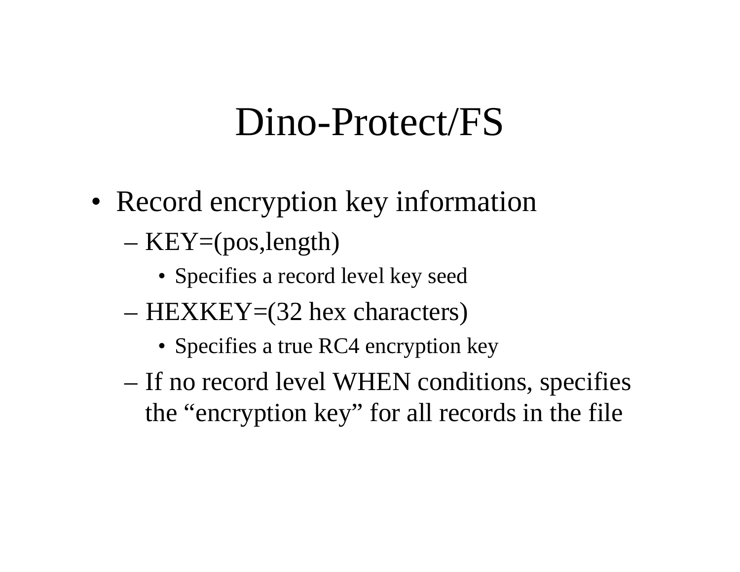# Dino-Protect/FS

- Record encryption key information
  - KEY=(pos,length)
    - Specifies a record level key seed
  - HEXKEY=(32 hex characters)
    - Specifies a true RC4 encryption key
  - If no record level WHEN conditions, specifies the "encryption key" for all records in the file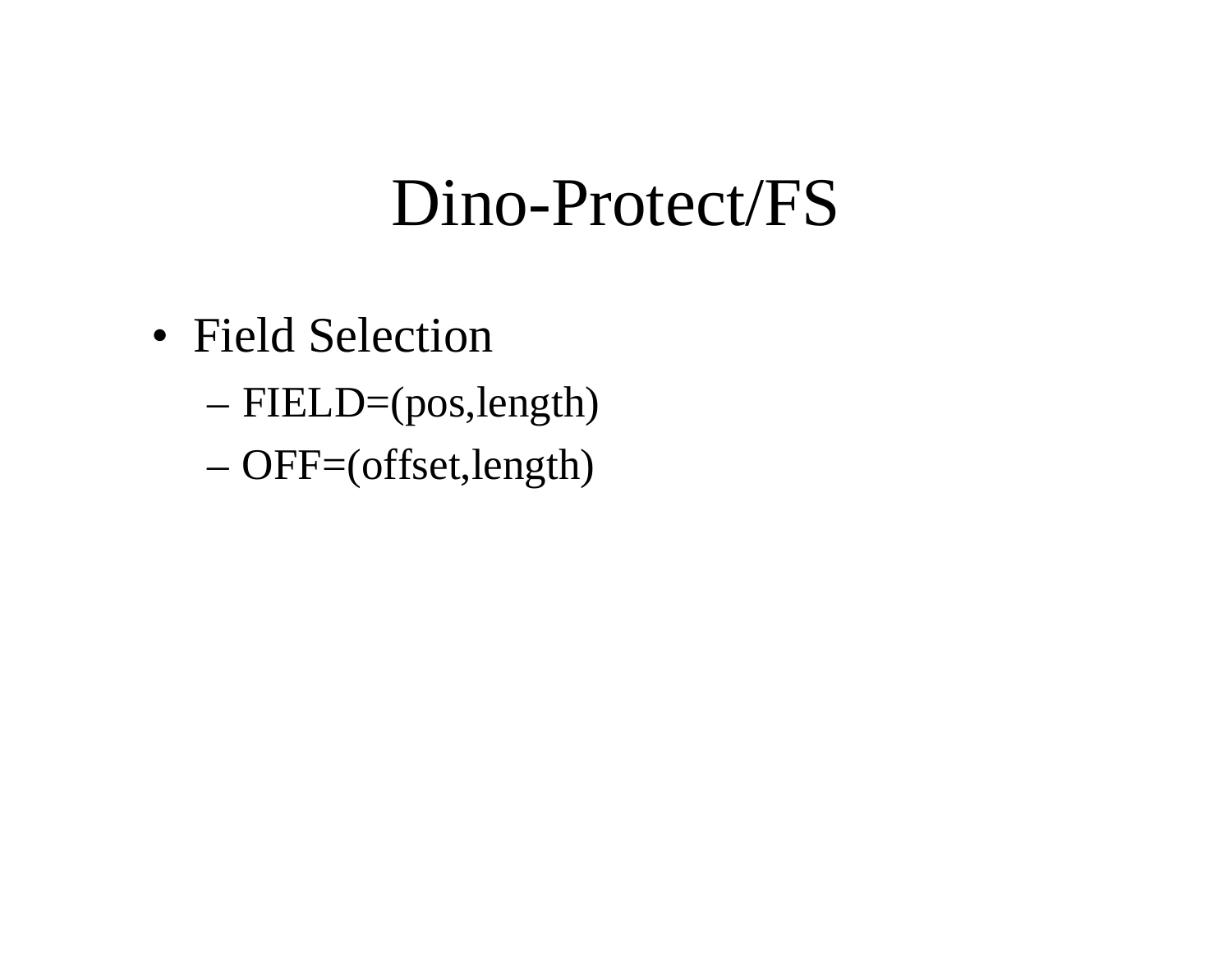# Dino-Protect/FS

- Field Selection
  - FIELD=(pos,length)
  - OFF=(offset,length)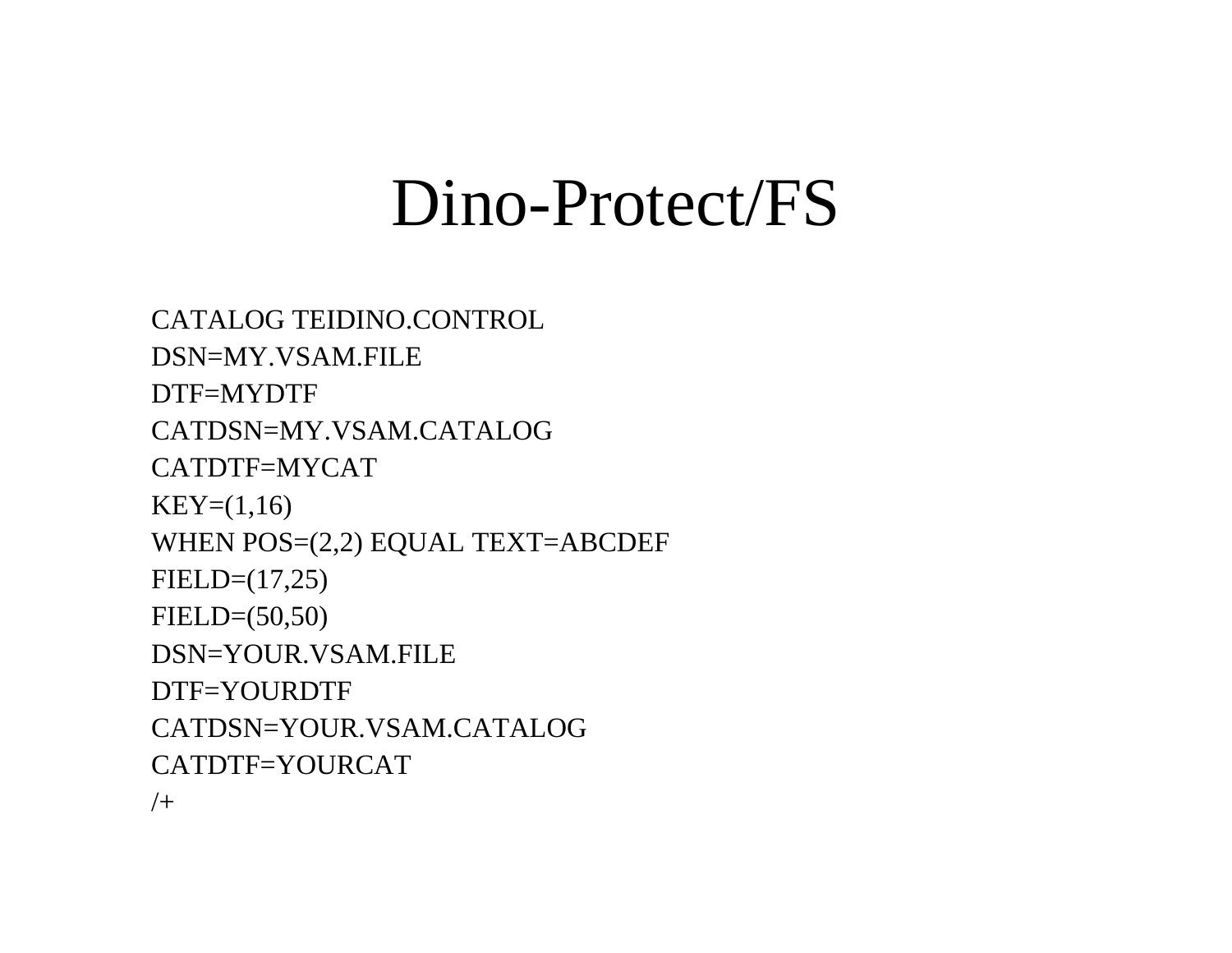# Dino-Protect/FS

```
CATALOG TEIDINO.CONTROL
DSN=MY.VSAM.FILE
DTF=MYDTF
CATDSN=MY.VSAM.CATALOG
CATDTF=MYCAT
KEY=(1,16)
WHEN POS=(2,2) EQUAL TEXT=ABCDEF
FIELD=(17,25)
FIELD=(50,50)
DSN=YOUR.VSAM.FILE
DTF=YOURDTF
CATDSN=YOUR.VSAM.CATALOG
CATDTF=YOURCAT
/+
```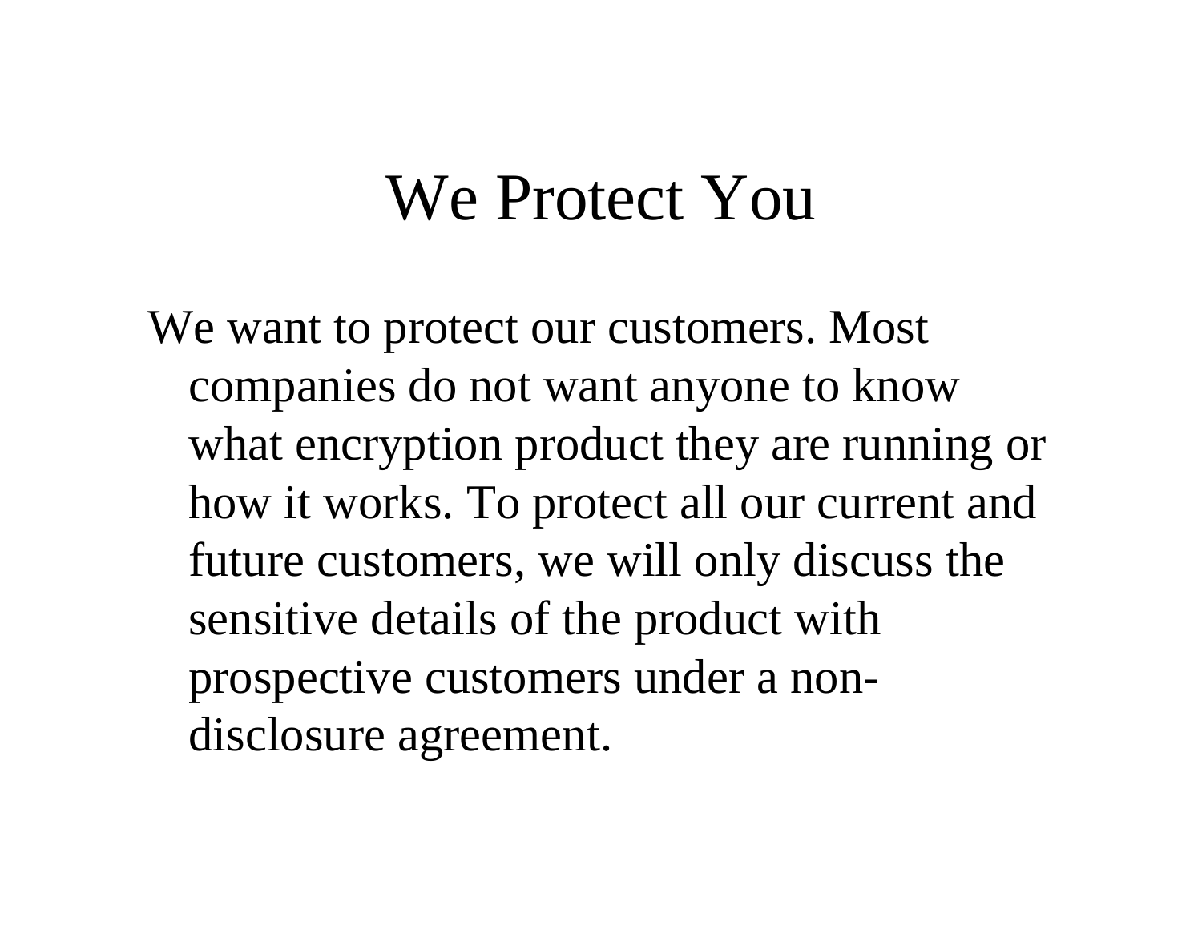# We Protect You

We want to protect our customers. Most companies do not want anyone to know what encryption product they are running or how it works. To protect all our current and future customers, we will only discuss the sensitive details of the product with prospective customers under a non-disclosure agreement.